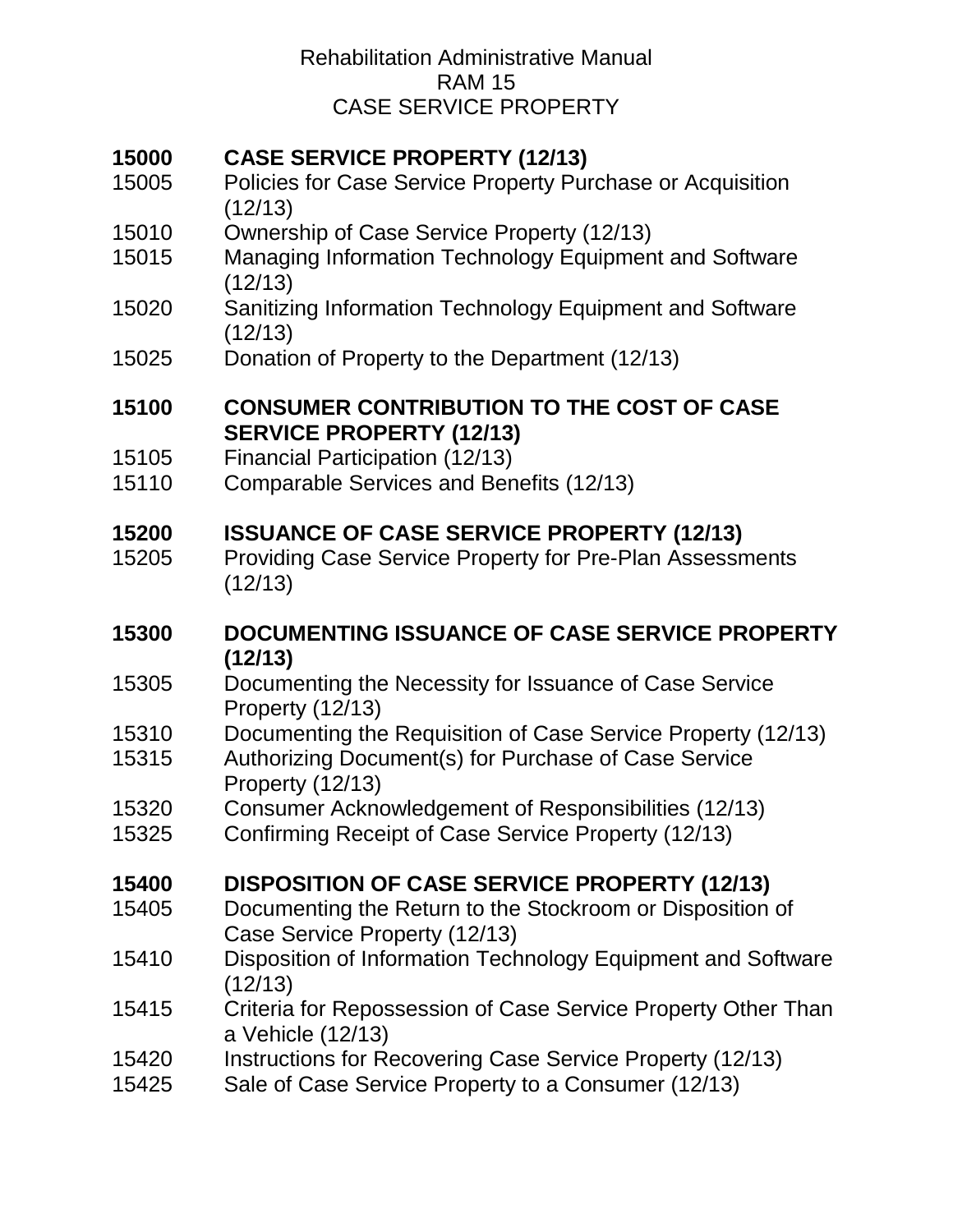Rehabilitation Administrative Manual
RAM 15
CASE SERVICE PROPERTY

**15000 CASE SERVICE PROPERTY (12/13)**

15005 Policies for Case Service Property Purchase or Acquisition (12/13)

15010 Ownership of Case Service Property (12/13)

15015 Managing Information Technology Equipment and Software (12/13)

15020 Sanitizing Information Technology Equipment and Software (12/13)

15025 Donation of Property to the Department (12/13)

**15100 CONSUMER CONTRIBUTION TO THE COST OF CASE SERVICE PROPERTY (12/13)**

15105 Financial Participation (12/13)

15110 Comparable Services and Benefits (12/13)

**15200 ISSUANCE OF CASE SERVICE PROPERTY (12/13)**

15205 Providing Case Service Property for Pre-Plan Assessments (12/13)

**15300 DOCUMENTING ISSUANCE OF CASE SERVICE PROPERTY (12/13)**

15305 Documenting the Necessity for Issuance of Case Service Property (12/13)

15310 Documenting the Requisition of Case Service Property (12/13)

15315 Authorizing Document(s) for Purchase of Case Service Property (12/13)

15320 Consumer Acknowledgement of Responsibilities (12/13)

15325 Confirming Receipt of Case Service Property (12/13)

**15400 DISPOSITION OF CASE SERVICE PROPERTY (12/13)**

15405 Documenting the Return to the Stockroom or Disposition of Case Service Property (12/13)

15410 Disposition of Information Technology Equipment and Software (12/13)

15415 Criteria for Repossession of Case Service Property Other Than a Vehicle (12/13)

15420 Instructions for Recovering Case Service Property (12/13)

15425 Sale of Case Service Property to a Consumer (12/13)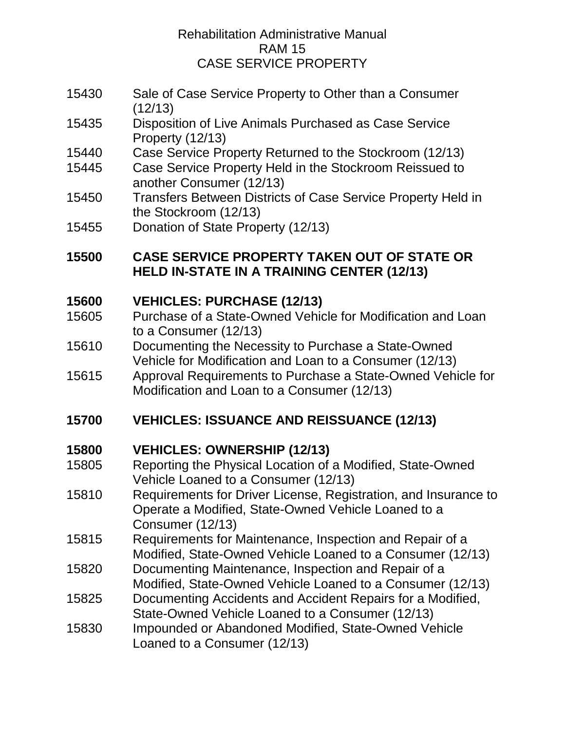15430 Sale of Case Service Property to Other than a Consumer (12/13)
15435 Disposition of Live Animals Purchased as Case Service Property (12/13)
15440 Case Service Property Returned to the Stockroom (12/13)
15445 Case Service Property Held in the Stockroom Reissued to another Consumer (12/13)
15450 Transfers Between Districts of Case Service Property Held in the Stockroom (12/13)
15455 Donation of State Property (12/13)

**15500 CASE SERVICE PROPERTY TAKEN OUT OF STATE OR HELD IN-STATE IN A TRAINING CENTER (12/13)**

**15600 VEHICLES: PURCHASE (12/13)**
15605 Purchase of a State-Owned Vehicle for Modification and Loan to a Consumer (12/13)
15610 Documenting the Necessity to Purchase a State-Owned Vehicle for Modification and Loan to a Consumer (12/13)
15615 Approval Requirements to Purchase a State-Owned Vehicle for Modification and Loan to a Consumer (12/13)

**15700 VEHICLES: ISSUANCE AND REISSUANCE (12/13)**

**15800 VEHICLES: OWNERSHIP (12/13)**
15805 Reporting the Physical Location of a Modified, State-Owned Vehicle Loaned to a Consumer (12/13)
15810 Requirements for Driver License, Registration, and Insurance to Operate a Modified, State-Owned Vehicle Loaned to a Consumer (12/13)
15815 Requirements for Maintenance, Inspection and Repair of a Modified, State-Owned Vehicle Loaned to a Consumer (12/13)
15820 Documenting Maintenance, Inspection and Repair of a Modified, State-Owned Vehicle Loaned to a Consumer (12/13)
15825 Documenting Accidents and Accident Repairs for a Modified, State-Owned Vehicle Loaned to a Consumer (12/13)
15830 Impounded or Abandoned Modified, State-Owned Vehicle Loaned to a Consumer (12/13)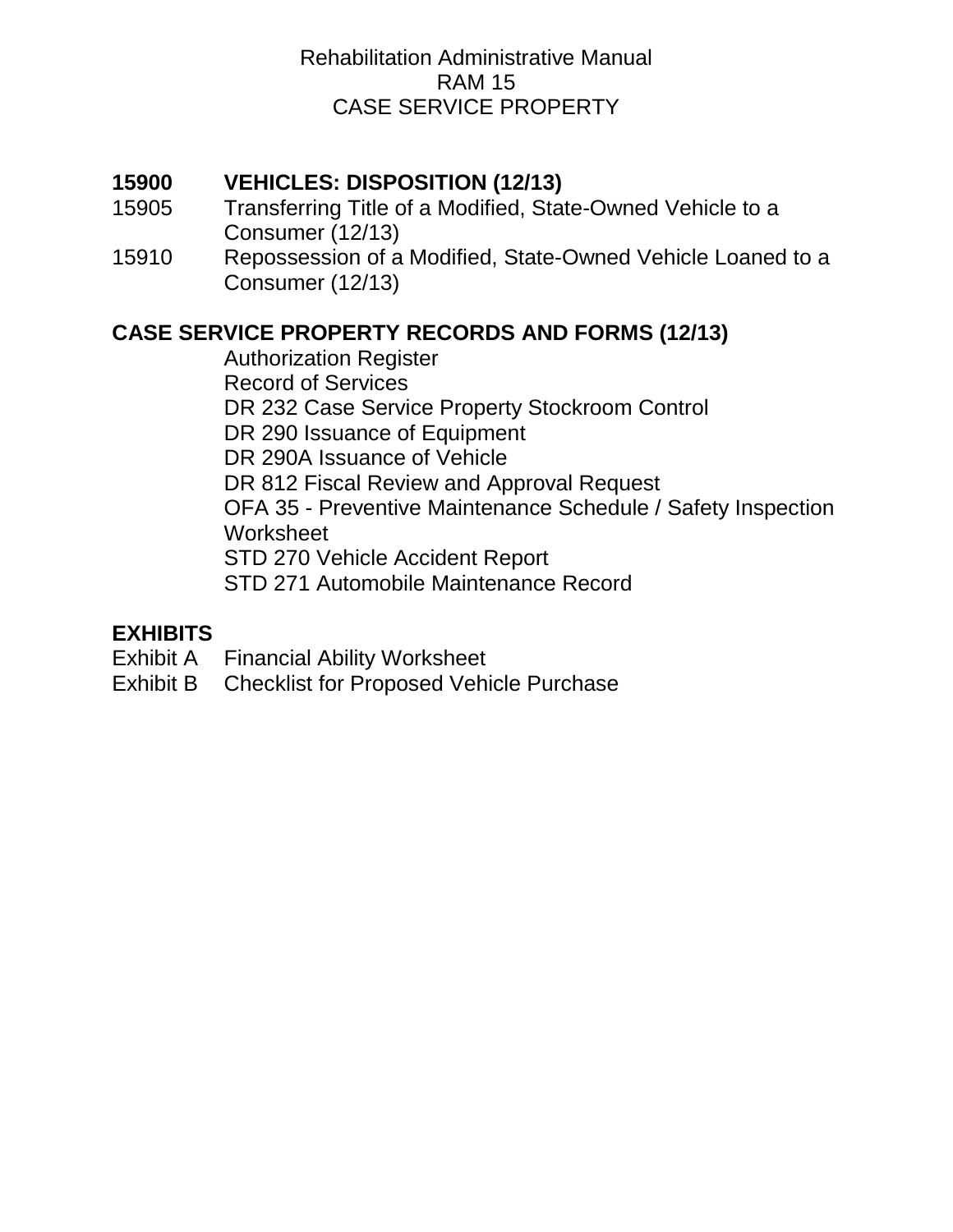**15900 VEHICLES: DISPOSITION (12/13)**

15905 Transferring Title of a Modified, State-Owned Vehicle to a Consumer (12/13)

15910 Repossession of a Modified, State-Owned Vehicle Loaned to a Consumer (12/13)

**CASE SERVICE PROPERTY RECORDS AND FORMS (12/13)**

Authorization Register

Record of Services

DR 232 Case Service Property Stockroom Control

DR 290 Issuance of Equipment

DR 290A Issuance of Vehicle

DR 812 Fiscal Review and Approval Request

OFA 35 - Preventive Maintenance Schedule / Safety Inspection Worksheet

STD 270 Vehicle Accident Report

STD 271 Automobile Maintenance Record

**EXHIBITS**

Exhibit A Financial Ability Worksheet

Exhibit B Checklist for Proposed Vehicle Purchase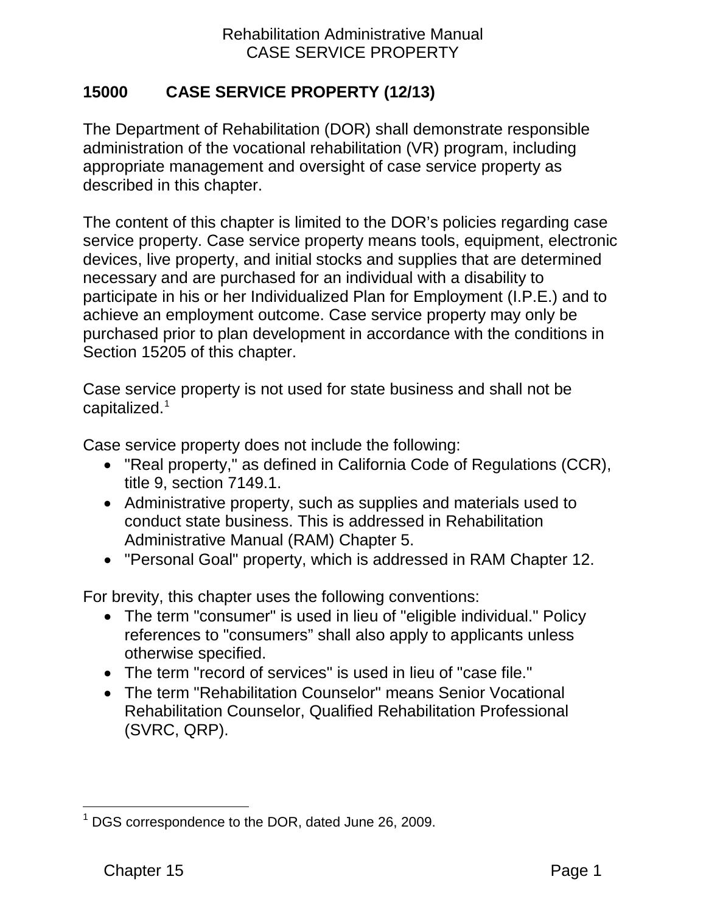## 15000 CASE SERVICE PROPERTY (12/13)

The Department of Rehabilitation (DOR) shall demonstrate responsible administration of the vocational rehabilitation (VR) program, including appropriate management and oversight of case service property as described in this chapter.

The content of this chapter is limited to the DOR's policies regarding case service property. Case service property means tools, equipment, electronic devices, live property, and initial stocks and supplies that are determined necessary and are purchased for an individual with a disability to participate in his or her Individualized Plan for Employment (I.P.E.) and to achieve an employment outcome. Case service property may only be purchased prior to plan development in accordance with the conditions in Section 15205 of this chapter.

Case service property is not used for state business and shall not be capitalized.[1]

Case service property does not include the following:

- "Real property," as defined in California Code of Regulations (CCR), title 9, section 7149.1.
- Administrative property, such as supplies and materials used to conduct state business. This is addressed in Rehabilitation Administrative Manual (RAM) Chapter 5.
- "Personal Goal" property, which is addressed in RAM Chapter 12.

For brevity, this chapter uses the following conventions:

- The term "consumer" is used in lieu of "eligible individual." Policy references to "consumers" shall also apply to applicants unless otherwise specified.
- The term "record of services" is used in lieu of "case file."
- The term "Rehabilitation Counselor" means Senior Vocational Rehabilitation Counselor, Qualified Rehabilitation Professional (SVRC, QRP).

[1] DGS correspondence to the DOR, dated June 26, 2009.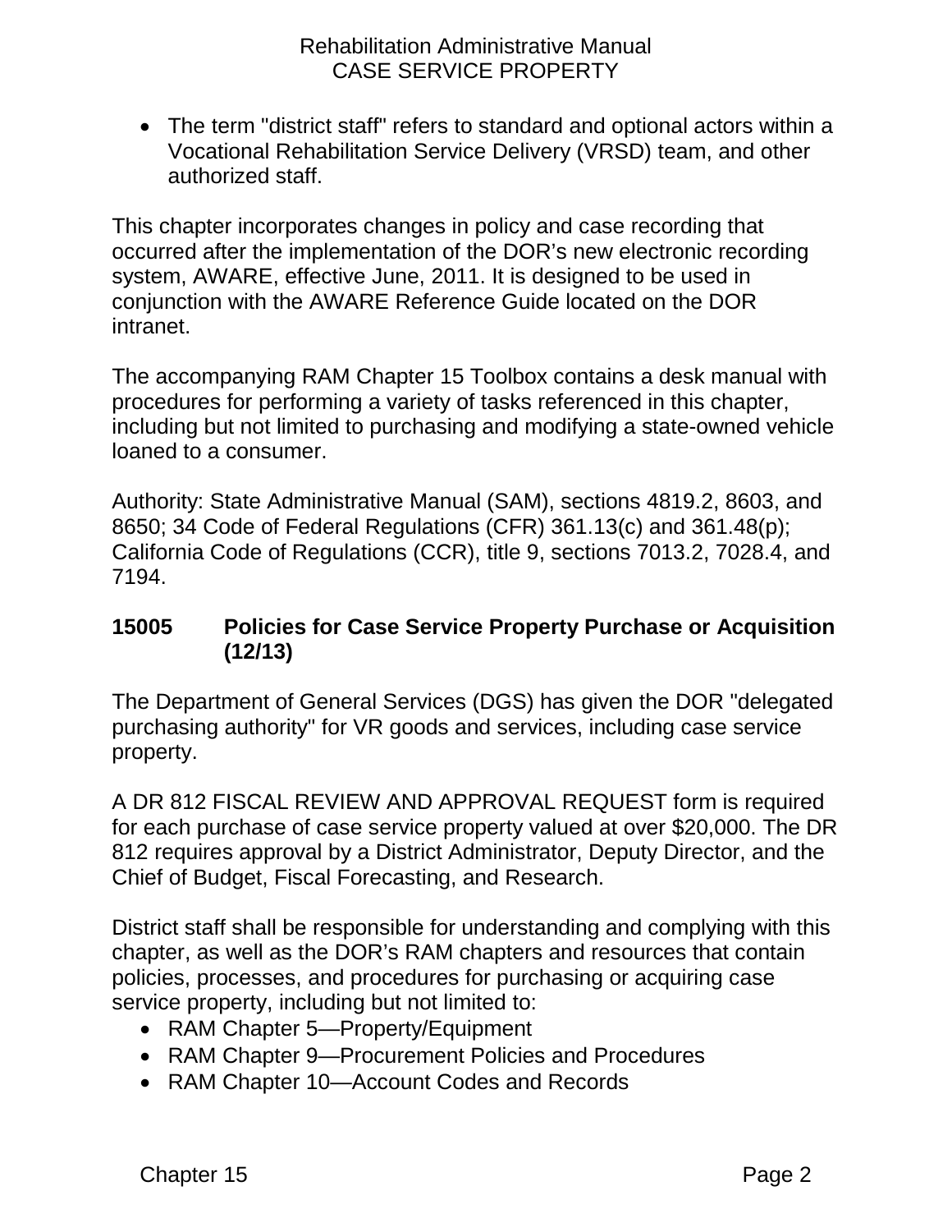- The term "district staff" refers to standard and optional actors within a Vocational Rehabilitation Service Delivery (VRSD) team, and other authorized staff.

This chapter incorporates changes in policy and case recording that occurred after the implementation of the DOR's new electronic recording system, AWARE, effective June, 2011. It is designed to be used in conjunction with the AWARE Reference Guide located on the DOR intranet.

The accompanying RAM Chapter 15 Toolbox contains a desk manual with procedures for performing a variety of tasks referenced in this chapter, including but not limited to purchasing and modifying a state-owned vehicle loaned to a consumer.

Authority: State Administrative Manual (SAM), sections 4819.2, 8603, and 8650; 34 Code of Federal Regulations (CFR) 361.13(c) and 361.48(p); California Code of Regulations (CCR), title 9, sections 7013.2, 7028.4, and 7194.

## 15005 Policies for Case Service Property Purchase or Acquisition (12/13)

The Department of General Services (DGS) has given the DOR "delegated purchasing authority" for VR goods and services, including case service property.

A DR 812 FISCAL REVIEW AND APPROVAL REQUEST form is required for each purchase of case service property valued at over $20,000. The DR 812 requires approval by a District Administrator, Deputy Director, and the Chief of Budget, Fiscal Forecasting, and Research.

District staff shall be responsible for understanding and complying with this chapter, as well as the DOR's RAM chapters and resources that contain policies, processes, and procedures for purchasing or acquiring case service property, including but not limited to:

- RAM Chapter 5—Property/Equipment
- RAM Chapter 9—Procurement Policies and Procedures
- RAM Chapter 10—Account Codes and Records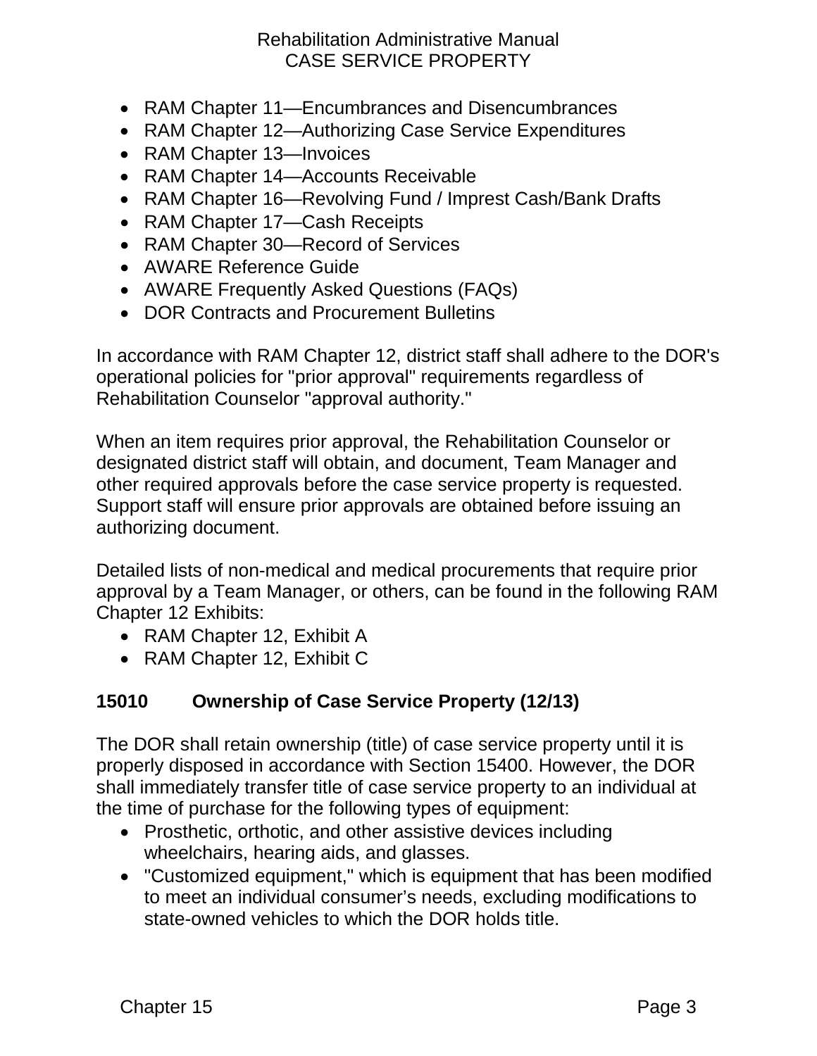- RAM Chapter 11—Encumbrances and Disencumbrances
- RAM Chapter 12—Authorizing Case Service Expenditures
- RAM Chapter 13—Invoices
- RAM Chapter 14—Accounts Receivable
- RAM Chapter 16—Revolving Fund / Imprest Cash/Bank Drafts
- RAM Chapter 17—Cash Receipts
- RAM Chapter 30—Record of Services
- AWARE Reference Guide
- AWARE Frequently Asked Questions (FAQs)
- DOR Contracts and Procurement Bulletins

In accordance with RAM Chapter 12, district staff shall adhere to the DOR's operational policies for "prior approval" requirements regardless of Rehabilitation Counselor "approval authority."

When an item requires prior approval, the Rehabilitation Counselor or designated district staff will obtain, and document, Team Manager and other required approvals before the case service property is requested. Support staff will ensure prior approvals are obtained before issuing an authorizing document.

Detailed lists of non-medical and medical procurements that require prior approval by a Team Manager, or others, can be found in the following RAM Chapter 12 Exhibits:

- RAM Chapter 12, Exhibit A
- RAM Chapter 12, Exhibit C

## 15010 Ownership of Case Service Property (12/13)

The DOR shall retain ownership (title) of case service property until it is properly disposed in accordance with Section 15400. However, the DOR shall immediately transfer title of case service property to an individual at the time of purchase for the following types of equipment:

- Prosthetic, orthotic, and other assistive devices including wheelchairs, hearing aids, and glasses.
- "Customized equipment," which is equipment that has been modified to meet an individual consumer's needs, excluding modifications to state-owned vehicles to which the DOR holds title.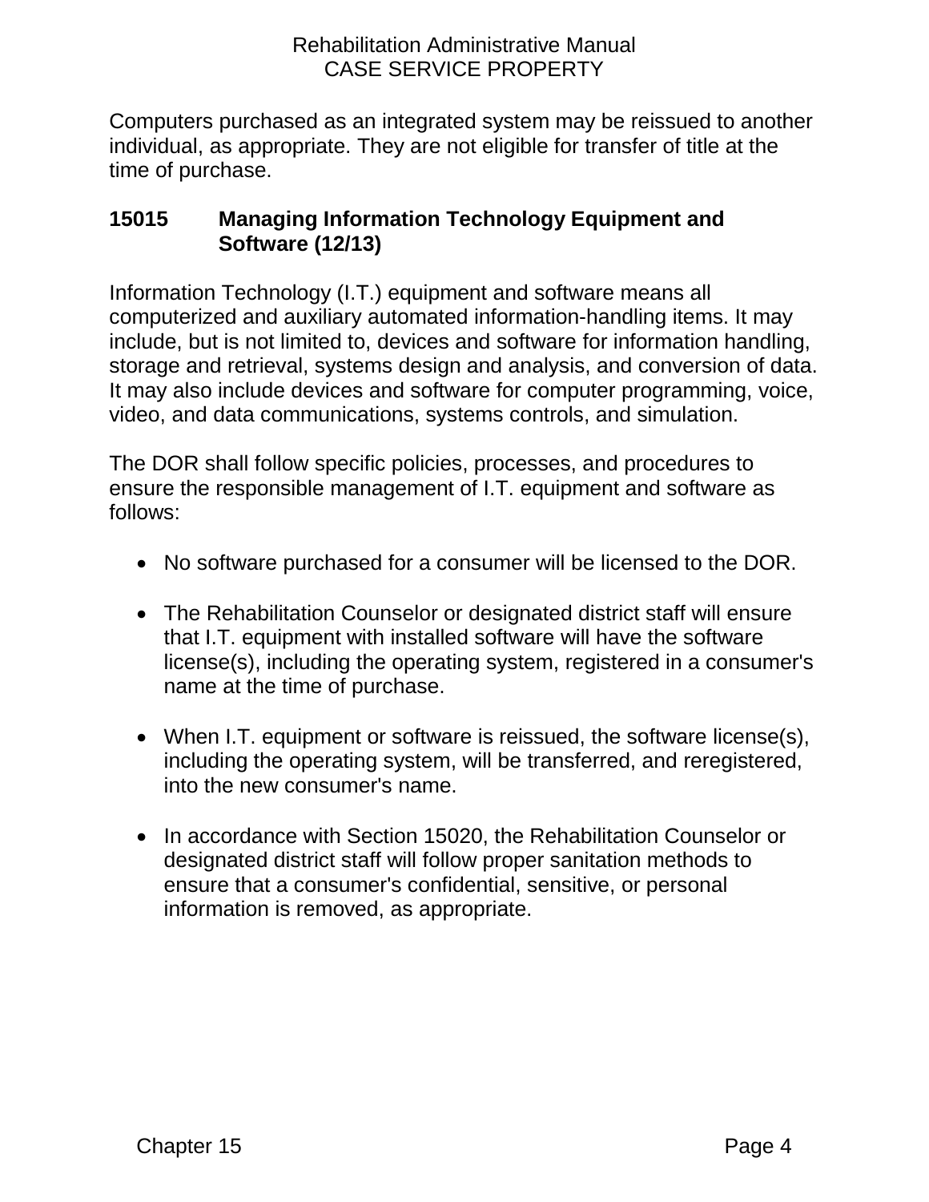Computers purchased as an integrated system may be reissued to another individual, as appropriate. They are not eligible for transfer of title at the time of purchase.

### 15015 Managing Information Technology Equipment and Software (12/13)

Information Technology (I.T.) equipment and software means all computerized and auxiliary automated information-handling items. It may include, but is not limited to, devices and software for information handling, storage and retrieval, systems design and analysis, and conversion of data. It may also include devices and software for computer programming, voice, video, and data communications, systems controls, and simulation.

The DOR shall follow specific policies, processes, and procedures to ensure the responsible management of I.T. equipment and software as follows:

- No software purchased for a consumer will be licensed to the DOR.
- The Rehabilitation Counselor or designated district staff will ensure that I.T. equipment with installed software will have the software license(s), including the operating system, registered in a consumer's name at the time of purchase.
- When I.T. equipment or software is reissued, the software license(s), including the operating system, will be transferred, and reregistered, into the new consumer's name.
- In accordance with Section 15020, the Rehabilitation Counselor or designated district staff will follow proper sanitation methods to ensure that a consumer's confidential, sensitive, or personal information is removed, as appropriate.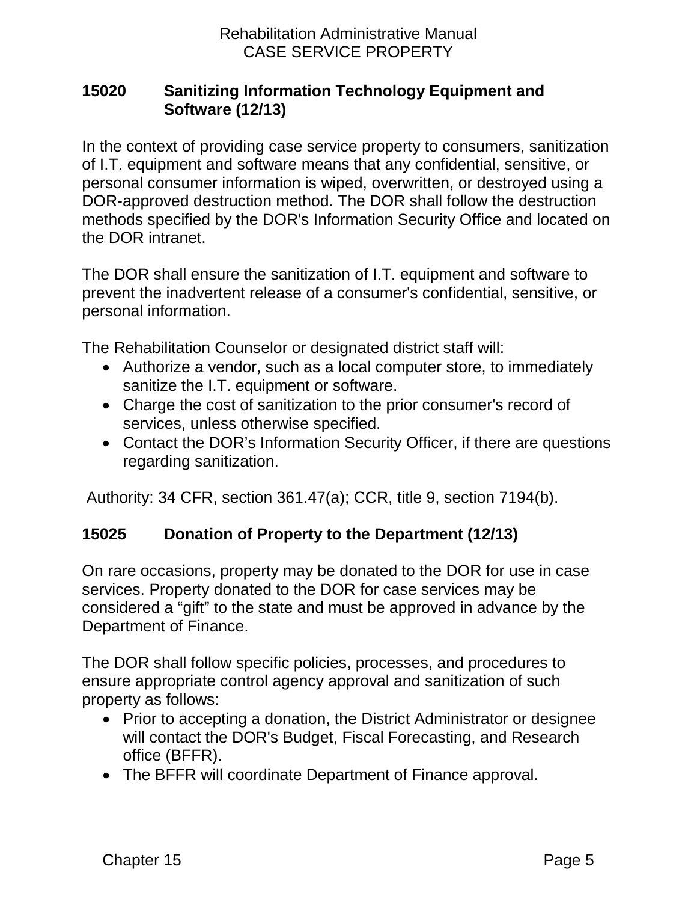## 15020 Sanitizing Information Technology Equipment and Software (12/13)

In the context of providing case service property to consumers, sanitization of I.T. equipment and software means that any confidential, sensitive, or personal consumer information is wiped, overwritten, or destroyed using a DOR-approved destruction method. The DOR shall follow the destruction methods specified by the DOR's Information Security Office and located on the DOR intranet.

The DOR shall ensure the sanitization of I.T. equipment and software to prevent the inadvertent release of a consumer's confidential, sensitive, or personal information.

The Rehabilitation Counselor or designated district staff will:

- Authorize a vendor, such as a local computer store, to immediately sanitize the I.T. equipment or software.
- Charge the cost of sanitization to the prior consumer's record of services, unless otherwise specified.
- Contact the DOR's Information Security Officer, if there are questions regarding sanitization.

Authority: 34 CFR, section 361.47(a); CCR, title 9, section 7194(b).

## 15025 Donation of Property to the Department (12/13)

On rare occasions, property may be donated to the DOR for use in case services. Property donated to the DOR for case services may be considered a "gift" to the state and must be approved in advance by the Department of Finance.

The DOR shall follow specific policies, processes, and procedures to ensure appropriate control agency approval and sanitization of such property as follows:

- Prior to accepting a donation, the District Administrator or designee will contact the DOR's Budget, Fiscal Forecasting, and Research office (BFFR).
- The BFFR will coordinate Department of Finance approval.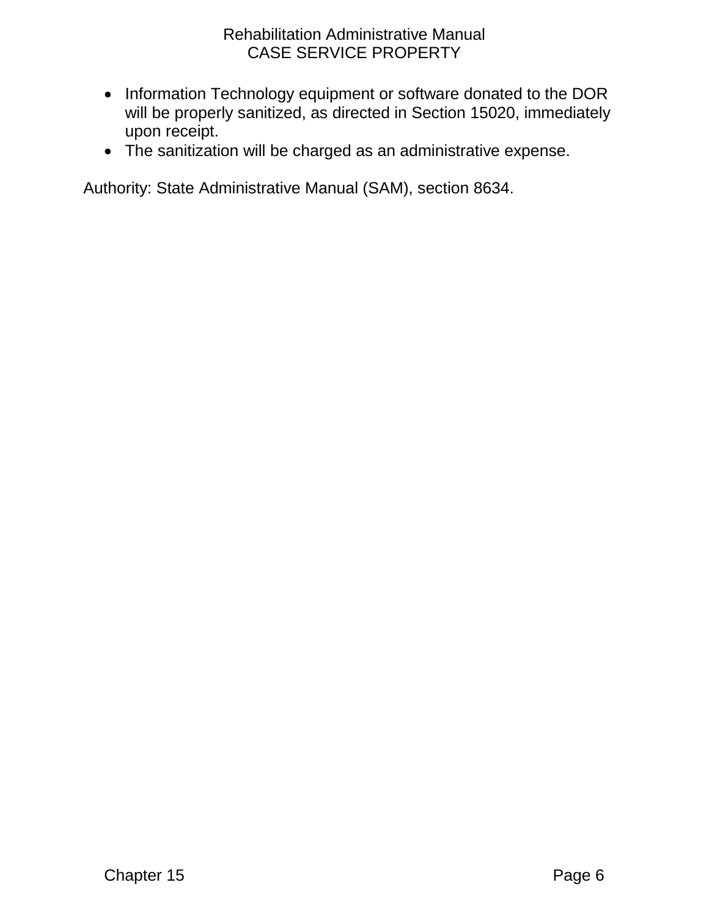- Information Technology equipment or software donated to the DOR will be properly sanitized, as directed in Section 15020, immediately upon receipt.
- The sanitization will be charged as an administrative expense.

Authority: State Administrative Manual (SAM), section 8634.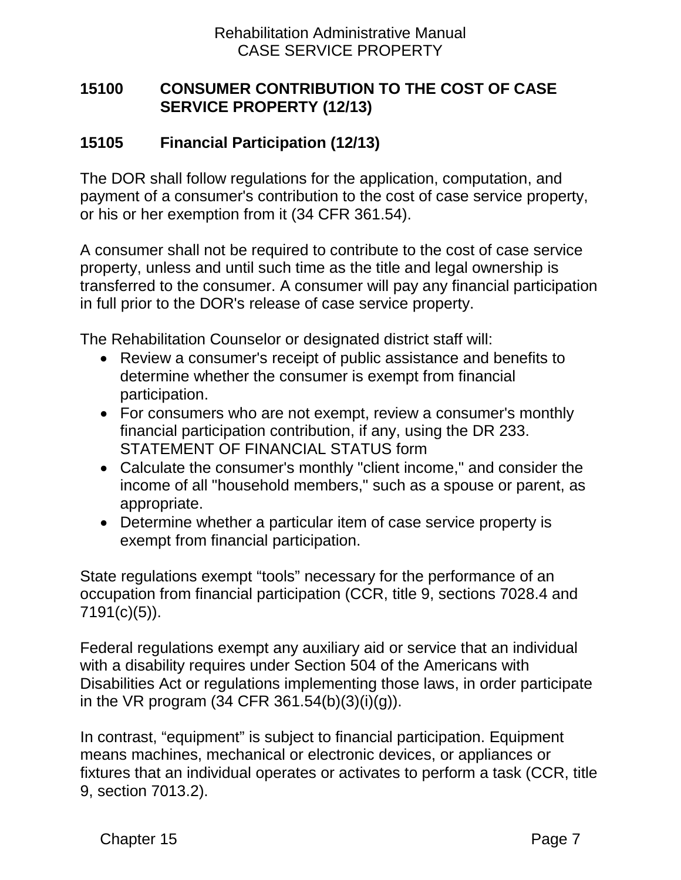## 15100 CONSUMER CONTRIBUTION TO THE COST OF CASE SERVICE PROPERTY (12/13)

### 15105 Financial Participation (12/13)

The DOR shall follow regulations for the application, computation, and payment of a consumer's contribution to the cost of case service property, or his or her exemption from it (34 CFR 361.54).

A consumer shall not be required to contribute to the cost of case service property, unless and until such time as the title and legal ownership is transferred to the consumer. A consumer will pay any financial participation in full prior to the DOR's release of case service property.

The Rehabilitation Counselor or designated district staff will:

- Review a consumer's receipt of public assistance and benefits to determine whether the consumer is exempt from financial participation.
- For consumers who are not exempt, review a consumer's monthly financial participation contribution, if any, using the DR 233. STATEMENT OF FINANCIAL STATUS form
- Calculate the consumer's monthly "client income," and consider the income of all "household members," such as a spouse or parent, as appropriate.
- Determine whether a particular item of case service property is exempt from financial participation.

State regulations exempt “tools” necessary for the performance of an occupation from financial participation (CCR, title 9, sections 7028.4 and 7191(c)(5)).

Federal regulations exempt any auxiliary aid or service that an individual with a disability requires under Section 504 of the Americans with Disabilities Act or regulations implementing those laws, in order participate in the VR program (34 CFR 361.54(b)(3)(i)(g)).

In contrast, “equipment” is subject to financial participation. Equipment means machines, mechanical or electronic devices, or appliances or fixtures that an individual operates or activates to perform a task (CCR, title 9, section 7013.2).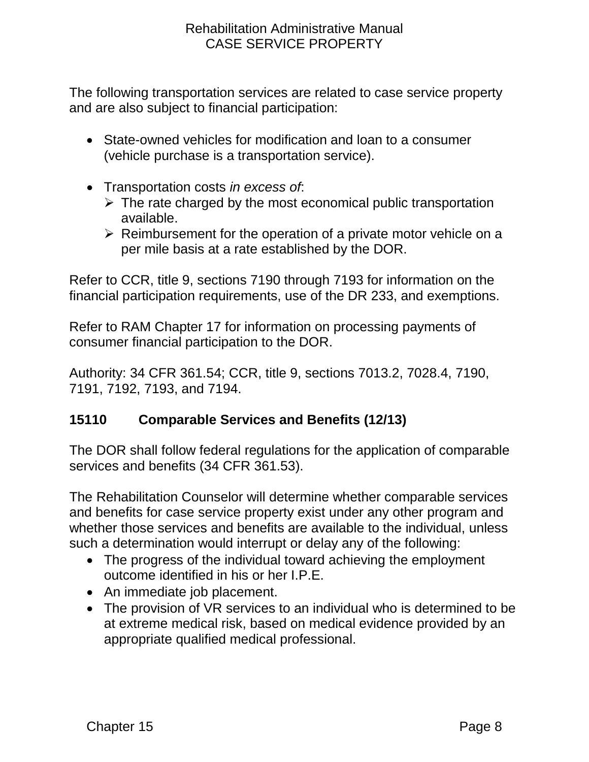The following transportation services are related to case service property and are also subject to financial participation:

- State-owned vehicles for modification and loan to a consumer (vehicle purchase is a transportation service).

- Transportation costs *in excess of*:
  - The rate charged by the most economical public transportation available.
  - Reimbursement for the operation of a private motor vehicle on a per mile basis at a rate established by the DOR.

Refer to CCR, title 9, sections 7190 through 7193 for information on the financial participation requirements, use of the DR 233, and exemptions.

Refer to RAM Chapter 17 for information on processing payments of consumer financial participation to the DOR.

Authority: 34 CFR 361.54; CCR, title 9, sections 7013.2, 7028.4, 7190, 7191, 7192, 7193, and 7194.

## 15110 Comparable Services and Benefits (12/13)

The DOR shall follow federal regulations for the application of comparable services and benefits (34 CFR 361.53).

The Rehabilitation Counselor will determine whether comparable services and benefits for case service property exist under any other program and whether those services and benefits are available to the individual, unless such a determination would interrupt or delay any of the following:

- The progress of the individual toward achieving the employment outcome identified in his or her I.P.E.
- An immediate job placement.
- The provision of VR services to an individual who is determined to be at extreme medical risk, based on medical evidence provided by an appropriate qualified medical professional.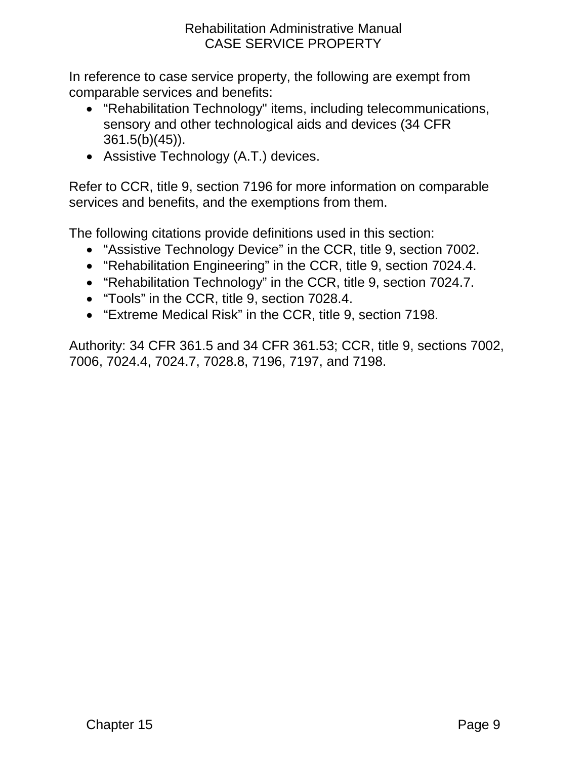In reference to case service property, the following are exempt from comparable services and benefits:

- “Rehabilitation Technology" items, including telecommunications, sensory and other technological aids and devices (34 CFR 361.5(b)(45)).
- Assistive Technology (A.T.) devices.

Refer to CCR, title 9, section 7196 for more information on comparable services and benefits, and the exemptions from them.

The following citations provide definitions used in this section:

- “Assistive Technology Device” in the CCR, title 9, section 7002.
- “Rehabilitation Engineering” in the CCR, title 9, section 7024.4.
- “Rehabilitation Technology” in the CCR, title 9, section 7024.7.
- “Tools” in the CCR, title 9, section 7028.4.
- “Extreme Medical Risk” in the CCR, title 9, section 7198.

Authority: 34 CFR 361.5 and 34 CFR 361.53; CCR, title 9, sections 7002, 7006, 7024.4, 7024.7, 7028.8, 7196, 7197, and 7198.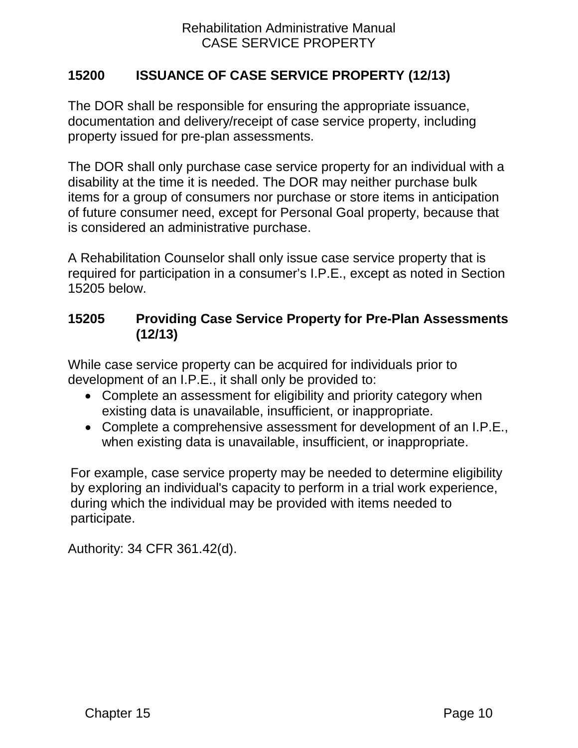## 15200 ISSUANCE OF CASE SERVICE PROPERTY (12/13)

The DOR shall be responsible for ensuring the appropriate issuance, documentation and delivery/receipt of case service property, including property issued for pre-plan assessments.

The DOR shall only purchase case service property for an individual with a disability at the time it is needed. The DOR may neither purchase bulk items for a group of consumers nor purchase or store items in anticipation of future consumer need, except for Personal Goal property, because that is considered an administrative purchase.

A Rehabilitation Counselor shall only issue case service property that is required for participation in a consumer's I.P.E., except as noted in Section 15205 below.

### 15205 Providing Case Service Property for Pre-Plan Assessments (12/13)

While case service property can be acquired for individuals prior to development of an I.P.E., it shall only be provided to:

- Complete an assessment for eligibility and priority category when existing data is unavailable, insufficient, or inappropriate.
- Complete a comprehensive assessment for development of an I.P.E., when existing data is unavailable, insufficient, or inappropriate.

For example, case service property may be needed to determine eligibility by exploring an individual's capacity to perform in a trial work experience, during which the individual may be provided with items needed to participate.

Authority: 34 CFR 361.42(d).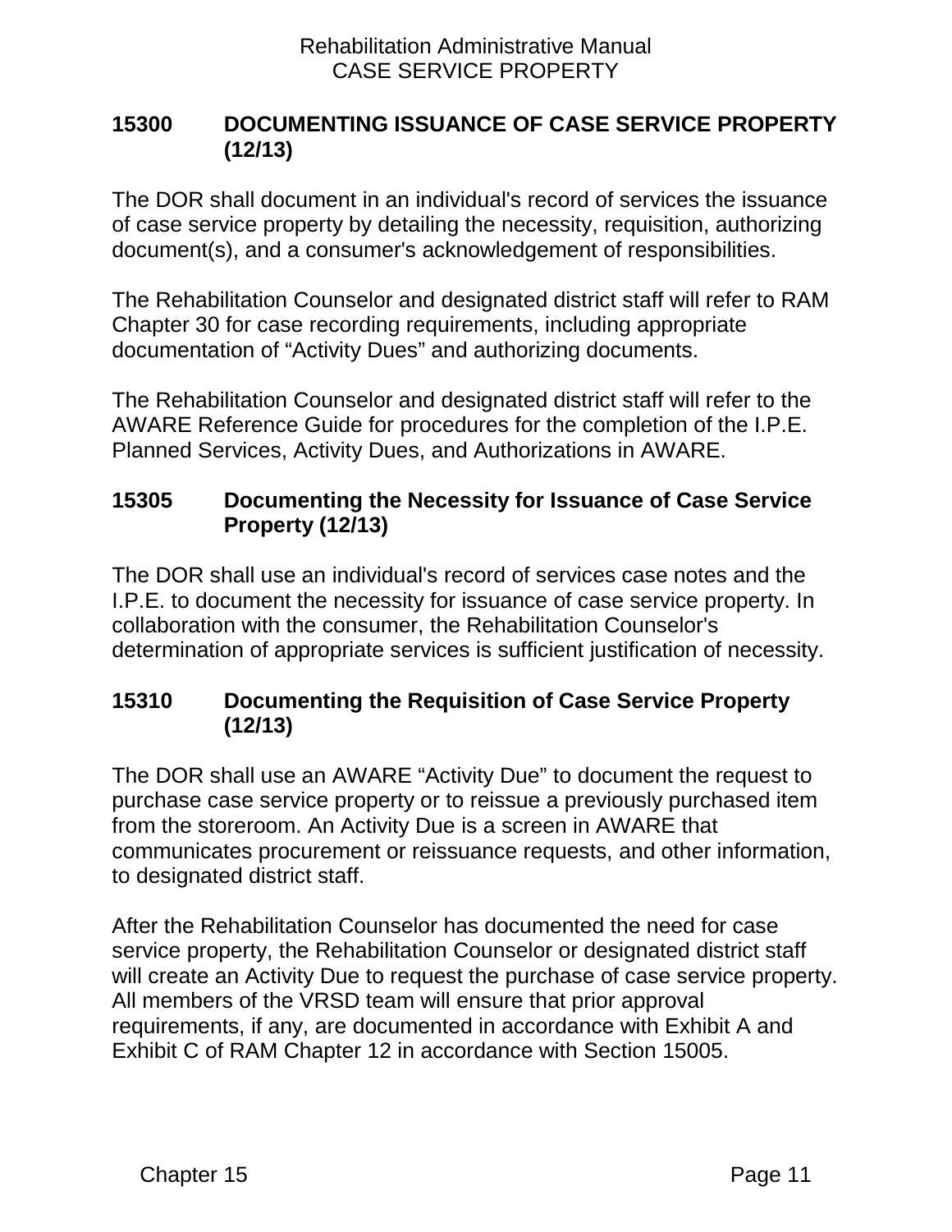## 15300 DOCUMENTING ISSUANCE OF CASE SERVICE PROPERTY (12/13)

The DOR shall document in an individual's record of services the issuance of case service property by detailing the necessity, requisition, authorizing document(s), and a consumer's acknowledgement of responsibilities.

The Rehabilitation Counselor and designated district staff will refer to RAM Chapter 30 for case recording requirements, including appropriate documentation of “Activity Dues” and authorizing documents.

The Rehabilitation Counselor and designated district staff will refer to the AWARE Reference Guide for procedures for the completion of the I.P.E. Planned Services, Activity Dues, and Authorizations in AWARE.

### 15305 Documenting the Necessity for Issuance of Case Service Property (12/13)

The DOR shall use an individual's record of services case notes and the I.P.E. to document the necessity for issuance of case service property. In collaboration with the consumer, the Rehabilitation Counselor's determination of appropriate services is sufficient justification of necessity.

### 15310 Documenting the Requisition of Case Service Property (12/13)

The DOR shall use an AWARE “Activity Due” to document the request to purchase case service property or to reissue a previously purchased item from the storeroom. An Activity Due is a screen in AWARE that communicates procurement or reissuance requests, and other information, to designated district staff.

After the Rehabilitation Counselor has documented the need for case service property, the Rehabilitation Counselor or designated district staff will create an Activity Due to request the purchase of case service property. All members of the VRSD team will ensure that prior approval requirements, if any, are documented in accordance with Exhibit A and Exhibit C of RAM Chapter 12 in accordance with Section 15005.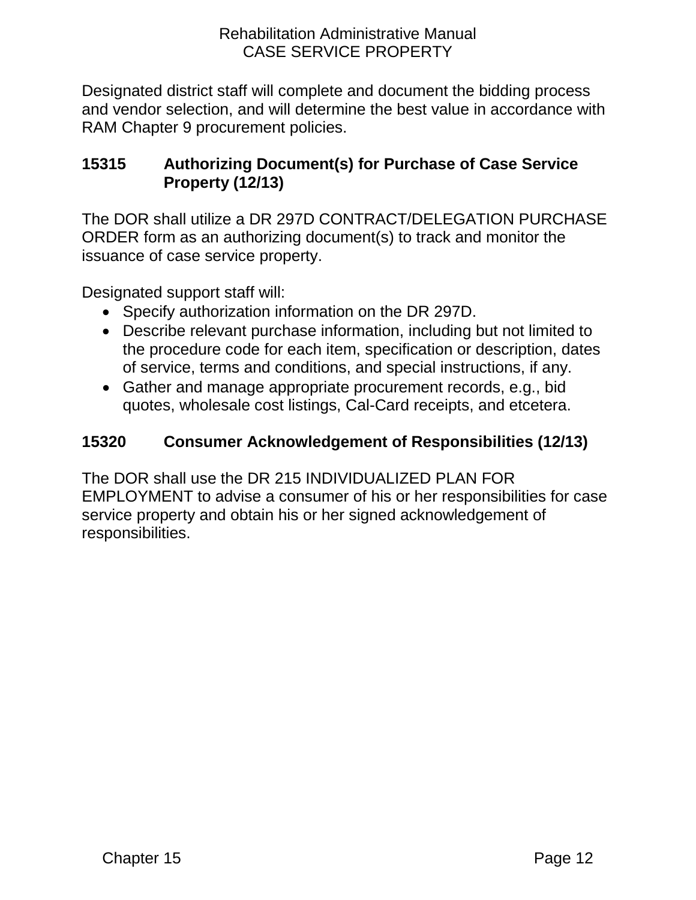Designated district staff will complete and document the bidding process and vendor selection, and will determine the best value in accordance with RAM Chapter 9 procurement policies.

### 15315 Authorizing Document(s) for Purchase of Case Service Property (12/13)

The DOR shall utilize a DR 297D CONTRACT/DELEGATION PURCHASE ORDER form as an authorizing document(s) to track and monitor the issuance of case service property.

Designated support staff will:

- Specify authorization information on the DR 297D.
- Describe relevant purchase information, including but not limited to the procedure code for each item, specification or description, dates of service, terms and conditions, and special instructions, if any.
- Gather and manage appropriate procurement records, e.g., bid quotes, wholesale cost listings, Cal-Card receipts, and etcetera.

### 15320 Consumer Acknowledgement of Responsibilities (12/13)

The DOR shall use the DR 215 INDIVIDUALIZED PLAN FOR EMPLOYMENT to advise a consumer of his or her responsibilities for case service property and obtain his or her signed acknowledgement of responsibilities.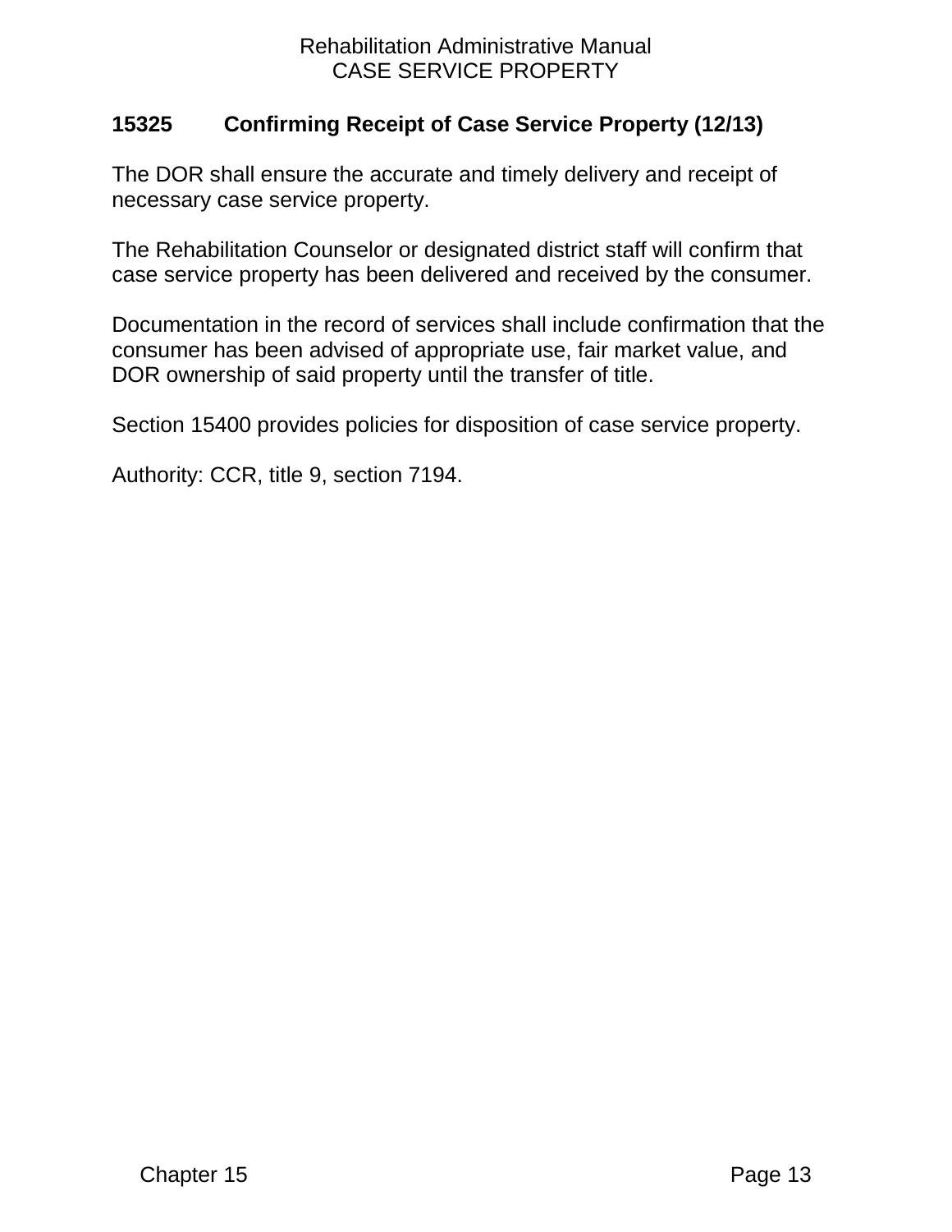## 15325 Confirming Receipt of Case Service Property (12/13)

The DOR shall ensure the accurate and timely delivery and receipt of necessary case service property.

The Rehabilitation Counselor or designated district staff will confirm that case service property has been delivered and received by the consumer.

Documentation in the record of services shall include confirmation that the consumer has been advised of appropriate use, fair market value, and DOR ownership of said property until the transfer of title.

Section 15400 provides policies for disposition of case service property.

Authority: CCR, title 9, section 7194.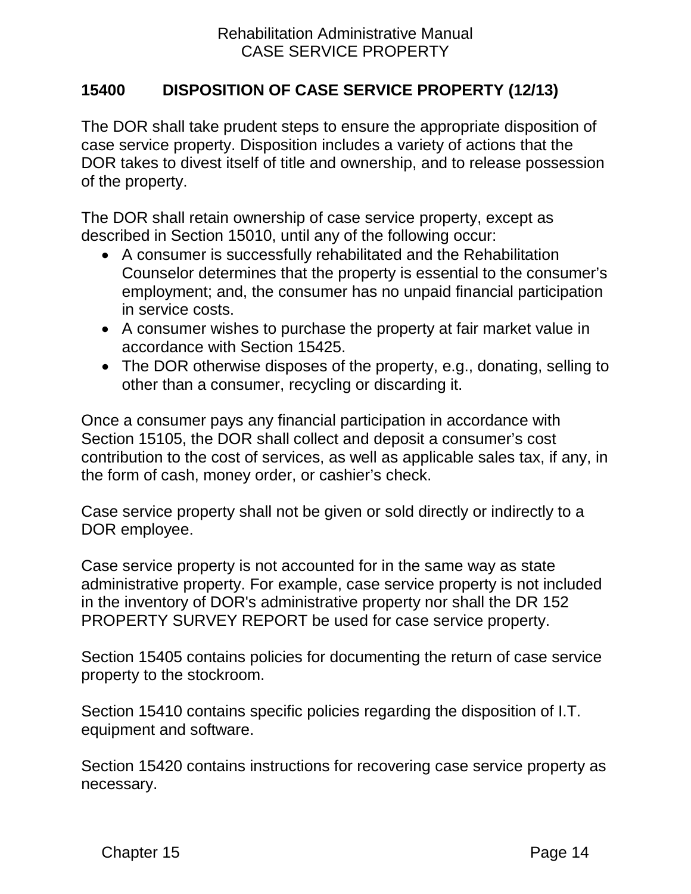## 15400 DISPOSITION OF CASE SERVICE PROPERTY (12/13)

The DOR shall take prudent steps to ensure the appropriate disposition of case service property. Disposition includes a variety of actions that the DOR takes to divest itself of title and ownership, and to release possession of the property.

The DOR shall retain ownership of case service property, except as described in Section 15010, until any of the following occur:

- A consumer is successfully rehabilitated and the Rehabilitation Counselor determines that the property is essential to the consumer's employment; and, the consumer has no unpaid financial participation in service costs.
- A consumer wishes to purchase the property at fair market value in accordance with Section 15425.
- The DOR otherwise disposes of the property, e.g., donating, selling to other than a consumer, recycling or discarding it.

Once a consumer pays any financial participation in accordance with Section 15105, the DOR shall collect and deposit a consumer's cost contribution to the cost of services, as well as applicable sales tax, if any, in the form of cash, money order, or cashier's check.

Case service property shall not be given or sold directly or indirectly to a DOR employee.

Case service property is not accounted for in the same way as state administrative property. For example, case service property is not included in the inventory of DOR's administrative property nor shall the DR 152 PROPERTY SURVEY REPORT be used for case service property.

Section 15405 contains policies for documenting the return of case service property to the stockroom.

Section 15410 contains specific policies regarding the disposition of I.T. equipment and software.

Section 15420 contains instructions for recovering case service property as necessary.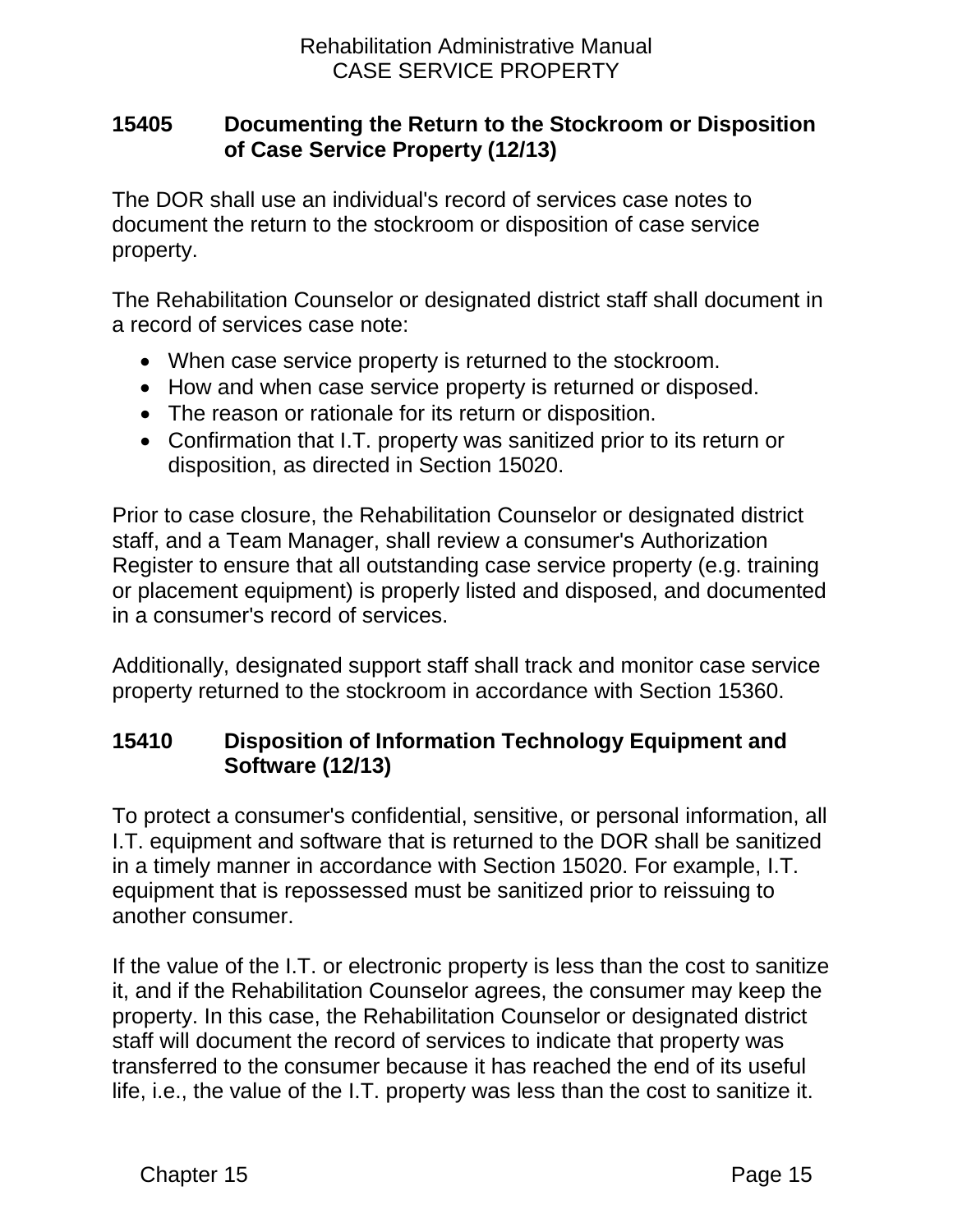### 15405 Documenting the Return to the Stockroom or Disposition of Case Service Property (12/13)

The DOR shall use an individual's record of services case notes to document the return to the stockroom or disposition of case service property.

The Rehabilitation Counselor or designated district staff shall document in a record of services case note:

- When case service property is returned to the stockroom.
- How and when case service property is returned or disposed.
- The reason or rationale for its return or disposition.
- Confirmation that I.T. property was sanitized prior to its return or disposition, as directed in Section 15020.

Prior to case closure, the Rehabilitation Counselor or designated district staff, and a Team Manager, shall review a consumer's Authorization Register to ensure that all outstanding case service property (e.g. training or placement equipment) is properly listed and disposed, and documented in a consumer's record of services.

Additionally, designated support staff shall track and monitor case service property returned to the stockroom in accordance with Section 15360.

### 15410 Disposition of Information Technology Equipment and Software (12/13)

To protect a consumer's confidential, sensitive, or personal information, all I.T. equipment and software that is returned to the DOR shall be sanitized in a timely manner in accordance with Section 15020. For example, I.T. equipment that is repossessed must be sanitized prior to reissuing to another consumer.

If the value of the I.T. or electronic property is less than the cost to sanitize it, and if the Rehabilitation Counselor agrees, the consumer may keep the property. In this case, the Rehabilitation Counselor or designated district staff will document the record of services to indicate that property was transferred to the consumer because it has reached the end of its useful life, i.e., the value of the I.T. property was less than the cost to sanitize it.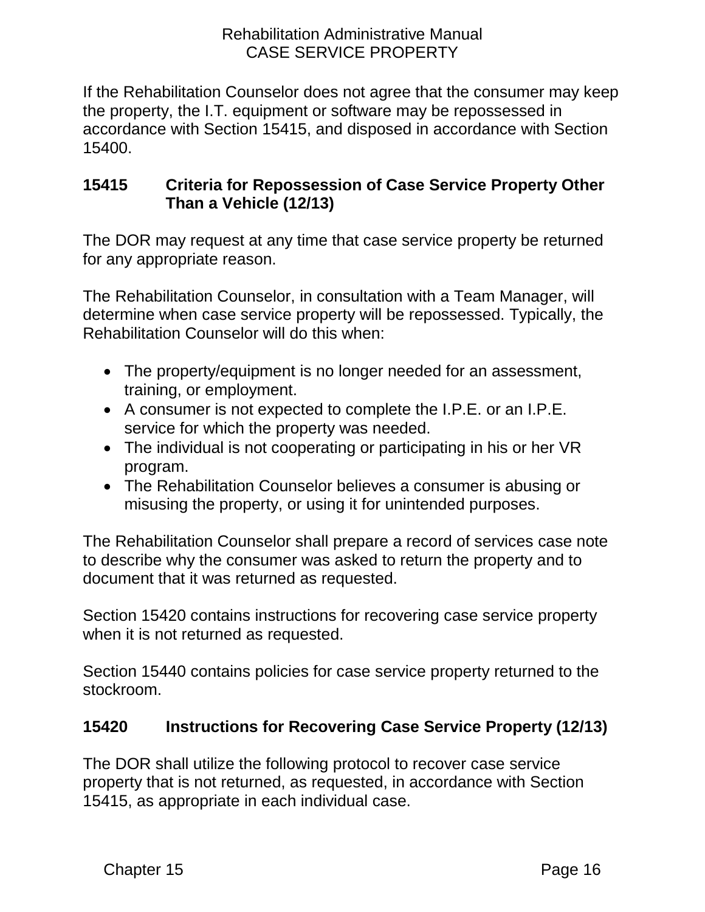If the Rehabilitation Counselor does not agree that the consumer may keep the property, the I.T. equipment or software may be repossessed in accordance with Section 15415, and disposed in accordance with Section 15400.

## 15415 Criteria for Repossession of Case Service Property Other Than a Vehicle (12/13)

The DOR may request at any time that case service property be returned for any appropriate reason.

The Rehabilitation Counselor, in consultation with a Team Manager, will determine when case service property will be repossessed. Typically, the Rehabilitation Counselor will do this when:

- The property/equipment is no longer needed for an assessment, training, or employment.
- A consumer is not expected to complete the I.P.E. or an I.P.E. service for which the property was needed.
- The individual is not cooperating or participating in his or her VR program.
- The Rehabilitation Counselor believes a consumer is abusing or misusing the property, or using it for unintended purposes.

The Rehabilitation Counselor shall prepare a record of services case note to describe why the consumer was asked to return the property and to document that it was returned as requested.

Section 15420 contains instructions for recovering case service property when it is not returned as requested.

Section 15440 contains policies for case service property returned to the stockroom.

## 15420 Instructions for Recovering Case Service Property (12/13)

The DOR shall utilize the following protocol to recover case service property that is not returned, as requested, in accordance with Section 15415, as appropriate in each individual case.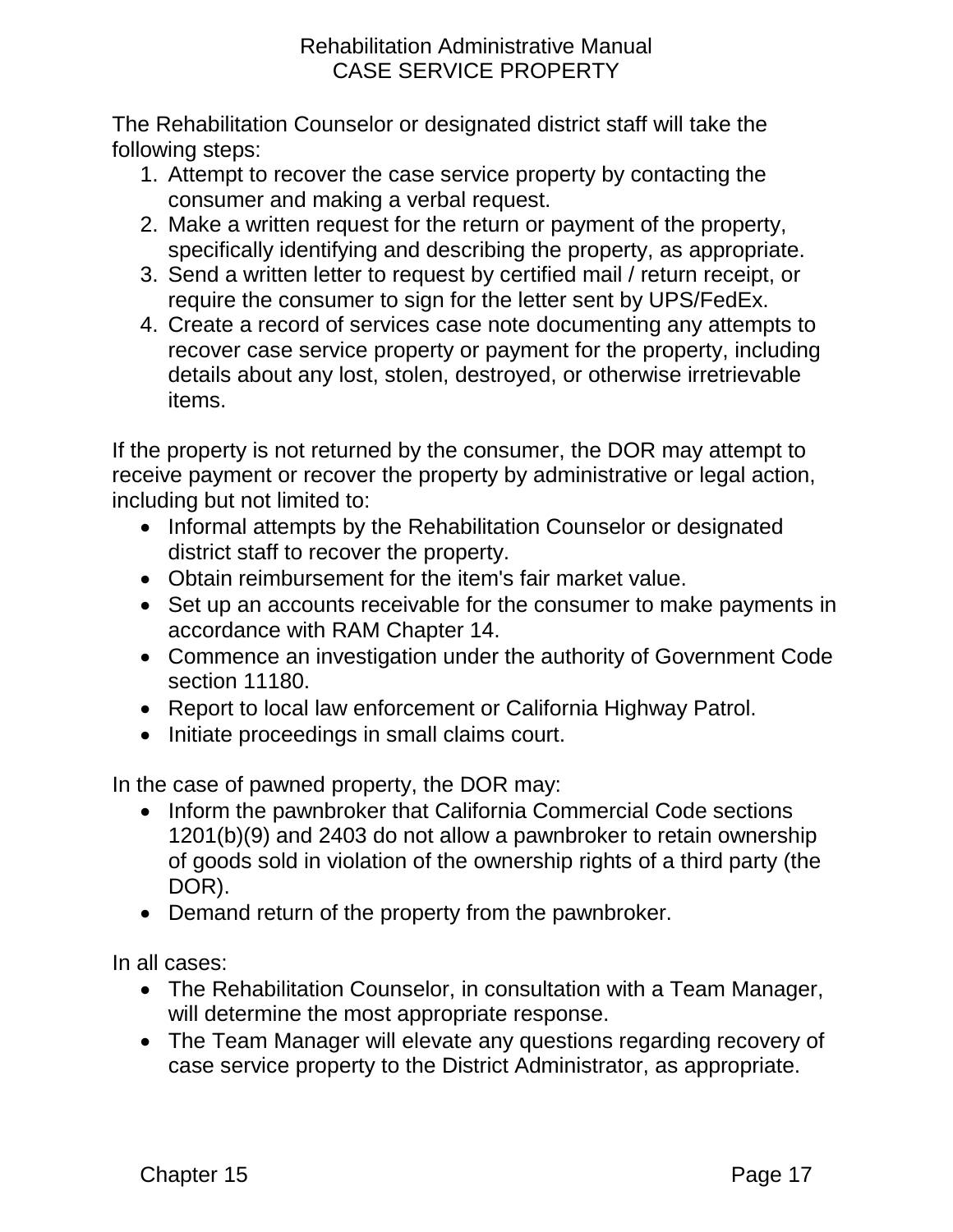The Rehabilitation Counselor or designated district staff will take the following steps:

1. Attempt to recover the case service property by contacting the consumer and making a verbal request.
2. Make a written request for the return or payment of the property, specifically identifying and describing the property, as appropriate.
3. Send a written letter to request by certified mail / return receipt, or require the consumer to sign for the letter sent by UPS/FedEx.
4. Create a record of services case note documenting any attempts to recover case service property or payment for the property, including details about any lost, stolen, destroyed, or otherwise irretrievable items.

If the property is not returned by the consumer, the DOR may attempt to receive payment or recover the property by administrative or legal action, including but not limited to:

- Informal attempts by the Rehabilitation Counselor or designated district staff to recover the property.
- Obtain reimbursement for the item's fair market value.
- Set up an accounts receivable for the consumer to make payments in accordance with RAM Chapter 14.
- Commence an investigation under the authority of Government Code section 11180.
- Report to local law enforcement or California Highway Patrol.
- Initiate proceedings in small claims court.

In the case of pawned property, the DOR may:

- Inform the pawnbroker that California Commercial Code sections 1201(b)(9) and 2403 do not allow a pawnbroker to retain ownership of goods sold in violation of the ownership rights of a third party (the DOR).
- Demand return of the property from the pawnbroker.

In all cases:

- The Rehabilitation Counselor, in consultation with a Team Manager, will determine the most appropriate response.
- The Team Manager will elevate any questions regarding recovery of case service property to the District Administrator, as appropriate.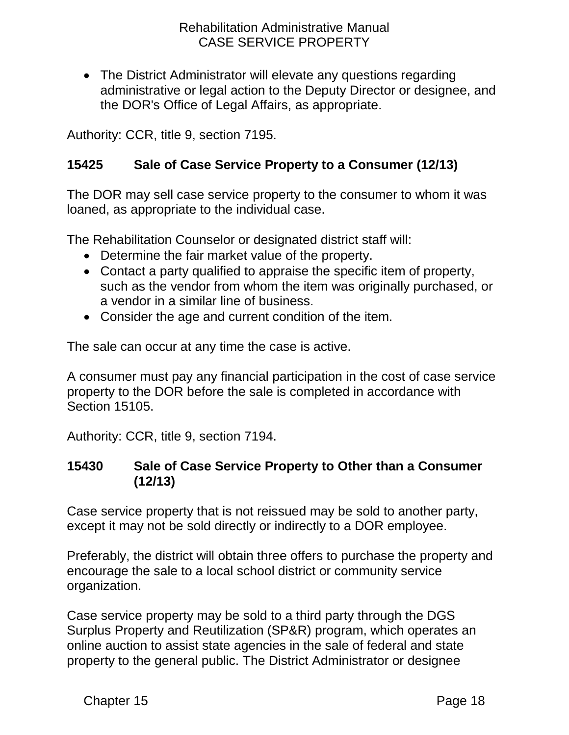- The District Administrator will elevate any questions regarding administrative or legal action to the Deputy Director or designee, and the DOR's Office of Legal Affairs, as appropriate.

Authority: CCR, title 9, section 7195.

### 15425 Sale of Case Service Property to a Consumer (12/13)

The DOR may sell case service property to the consumer to whom it was loaned, as appropriate to the individual case.

The Rehabilitation Counselor or designated district staff will:

- Determine the fair market value of the property.
- Contact a party qualified to appraise the specific item of property, such as the vendor from whom the item was originally purchased, or a vendor in a similar line of business.
- Consider the age and current condition of the item.

The sale can occur at any time the case is active.

A consumer must pay any financial participation in the cost of case service property to the DOR before the sale is completed in accordance with Section 15105.

Authority: CCR, title 9, section 7194.

### 15430 Sale of Case Service Property to Other than a Consumer (12/13)

Case service property that is not reissued may be sold to another party, except it may not be sold directly or indirectly to a DOR employee.

Preferably, the district will obtain three offers to purchase the property and encourage the sale to a local school district or community service organization.

Case service property may be sold to a third party through the DGS Surplus Property and Reutilization (SP&R) program, which operates an online auction to assist state agencies in the sale of federal and state property to the general public. The District Administrator or designee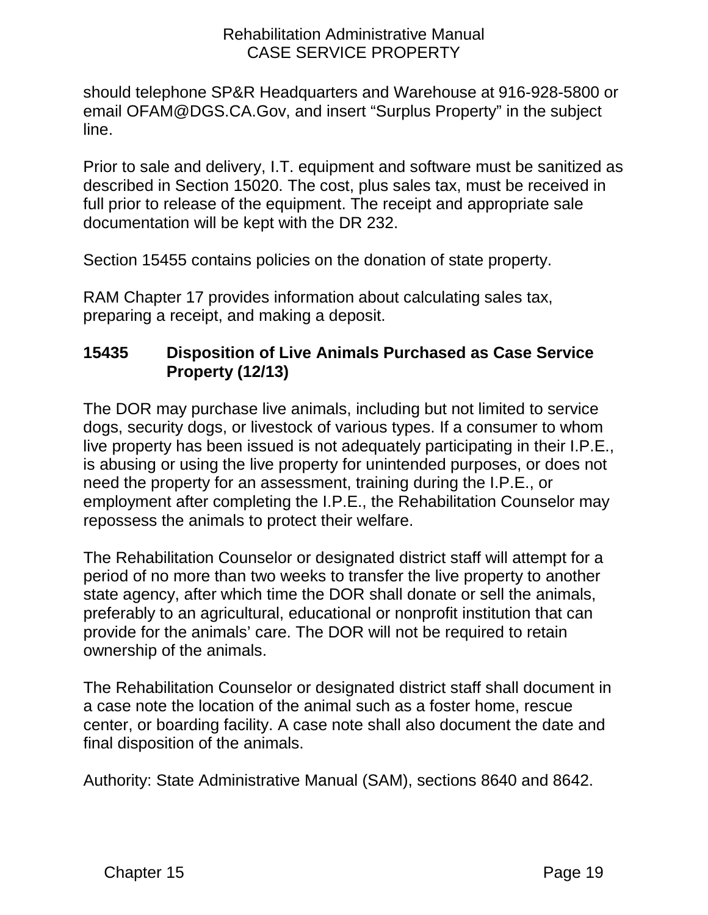should telephone SP&R Headquarters and Warehouse at 916-928-5800 or email OFAM@DGS.CA.Gov, and insert “Surplus Property” in the subject line.

Prior to sale and delivery, I.T. equipment and software must be sanitized as described in Section 15020. The cost, plus sales tax, must be received in full prior to release of the equipment. The receipt and appropriate sale documentation will be kept with the DR 232.

Section 15455 contains policies on the donation of state property.

RAM Chapter 17 provides information about calculating sales tax, preparing a receipt, and making a deposit.

## 15435 Disposition of Live Animals Purchased as Case Service Property (12/13)

The DOR may purchase live animals, including but not limited to service dogs, security dogs, or livestock of various types. If a consumer to whom live property has been issued is not adequately participating in their I.P.E., is abusing or using the live property for unintended purposes, or does not need the property for an assessment, training during the I.P.E., or employment after completing the I.P.E., the Rehabilitation Counselor may repossess the animals to protect their welfare.

The Rehabilitation Counselor or designated district staff will attempt for a period of no more than two weeks to transfer the live property to another state agency, after which time the DOR shall donate or sell the animals, preferably to an agricultural, educational or nonprofit institution that can provide for the animals’ care. The DOR will not be required to retain ownership of the animals.

The Rehabilitation Counselor or designated district staff shall document in a case note the location of the animal such as a foster home, rescue center, or boarding facility. A case note shall also document the date and final disposition of the animals.

Authority: State Administrative Manual (SAM), sections 8640 and 8642.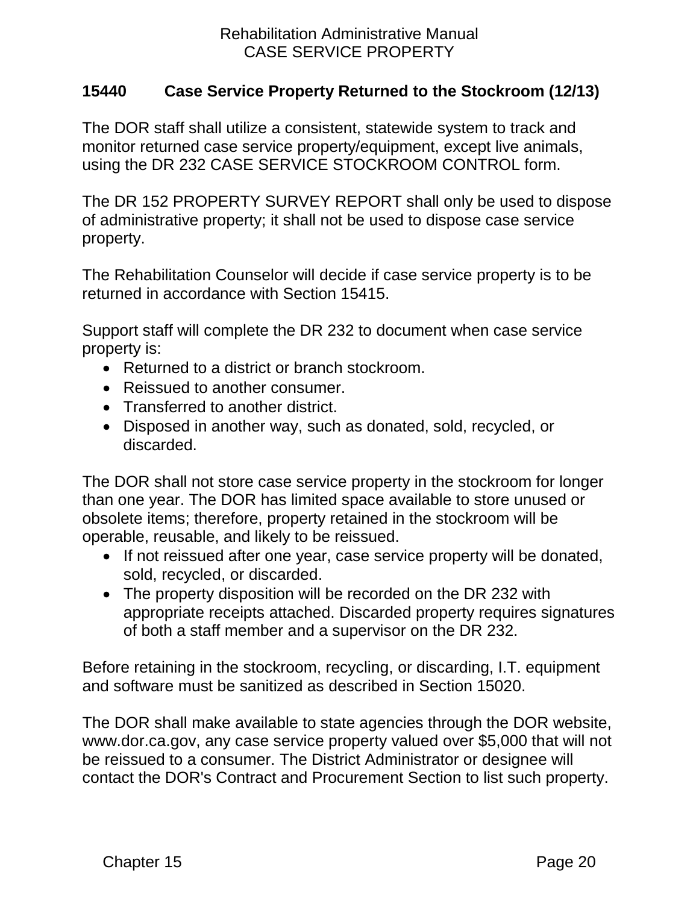## 15440 Case Service Property Returned to the Stockroom (12/13)

The DOR staff shall utilize a consistent, statewide system to track and monitor returned case service property/equipment, except live animals, using the DR 232 CASE SERVICE STOCKROOM CONTROL form.

The DR 152 PROPERTY SURVEY REPORT shall only be used to dispose of administrative property; it shall not be used to dispose case service property.

The Rehabilitation Counselor will decide if case service property is to be returned in accordance with Section 15415.

Support staff will complete the DR 232 to document when case service property is:

- Returned to a district or branch stockroom.
- Reissued to another consumer.
- Transferred to another district.
- Disposed in another way, such as donated, sold, recycled, or discarded.

The DOR shall not store case service property in the stockroom for longer than one year. The DOR has limited space available to store unused or obsolete items; therefore, property retained in the stockroom will be operable, reusable, and likely to be reissued.

- If not reissued after one year, case service property will be donated, sold, recycled, or discarded.
- The property disposition will be recorded on the DR 232 with appropriate receipts attached. Discarded property requires signatures of both a staff member and a supervisor on the DR 232.

Before retaining in the stockroom, recycling, or discarding, I.T. equipment and software must be sanitized as described in Section 15020.

The DOR shall make available to state agencies through the DOR website, www.dor.ca.gov, any case service property valued over $5,000 that will not be reissued to a consumer. The District Administrator or designee will contact the DOR's Contract and Procurement Section to list such property.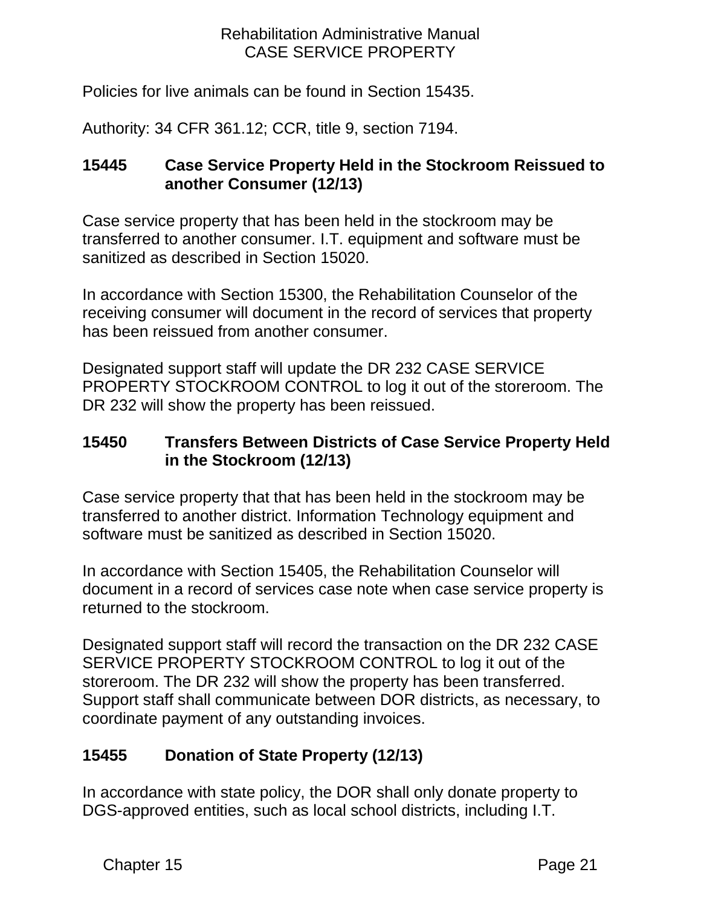Policies for live animals can be found in Section 15435.

Authority: 34 CFR 361.12; CCR, title 9, section 7194.

### 15445 Case Service Property Held in the Stockroom Reissued to another Consumer (12/13)

Case service property that has been held in the stockroom may be transferred to another consumer. I.T. equipment and software must be sanitized as described in Section 15020.

In accordance with Section 15300, the Rehabilitation Counselor of the receiving consumer will document in the record of services that property has been reissued from another consumer.

Designated support staff will update the DR 232 CASE SERVICE PROPERTY STOCKROOM CONTROL to log it out of the storeroom. The DR 232 will show the property has been reissued.

### 15450 Transfers Between Districts of Case Service Property Held in the Stockroom (12/13)

Case service property that that has been held in the stockroom may be transferred to another district. Information Technology equipment and software must be sanitized as described in Section 15020.

In accordance with Section 15405, the Rehabilitation Counselor will document in a record of services case note when case service property is returned to the stockroom.

Designated support staff will record the transaction on the DR 232 CASE SERVICE PROPERTY STOCKROOM CONTROL to log it out of the storeroom. The DR 232 will show the property has been transferred. Support staff shall communicate between DOR districts, as necessary, to coordinate payment of any outstanding invoices.

### 15455 Donation of State Property (12/13)

In accordance with state policy, the DOR shall only donate property to DGS-approved entities, such as local school districts, including I.T.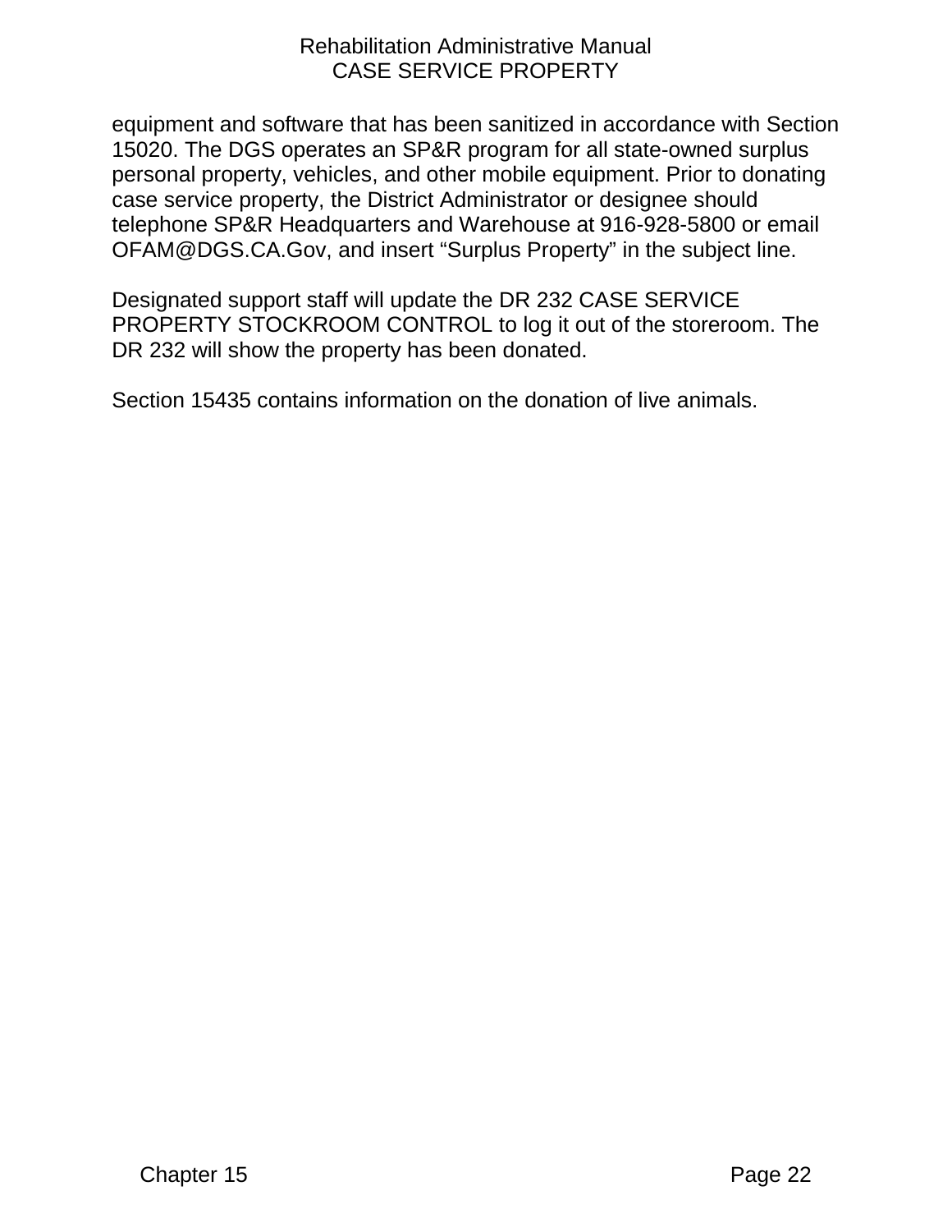equipment and software that has been sanitized in accordance with Section 15020. The DGS operates an SP&R program for all state-owned surplus personal property, vehicles, and other mobile equipment. Prior to donating case service property, the District Administrator or designee should telephone SP&R Headquarters and Warehouse at 916-928-5800 or email OFAM@DGS.CA.Gov, and insert "Surplus Property" in the subject line.

Designated support staff will update the DR 232 CASE SERVICE PROPERTY STOCKROOM CONTROL to log it out of the storeroom. The DR 232 will show the property has been donated.

Section 15435 contains information on the donation of live animals.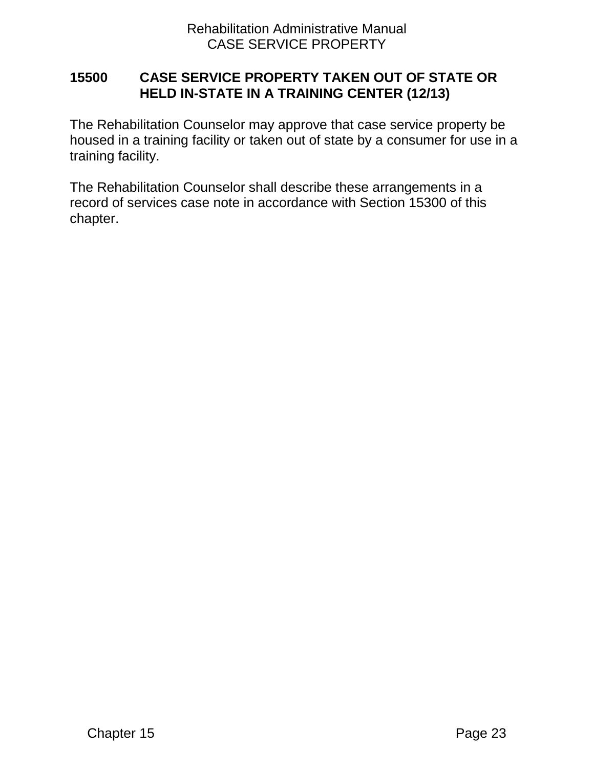## 15500 CASE SERVICE PROPERTY TAKEN OUT OF STATE OR HELD IN-STATE IN A TRAINING CENTER (12/13)

The Rehabilitation Counselor may approve that case service property be housed in a training facility or taken out of state by a consumer for use in a training facility.

The Rehabilitation Counselor shall describe these arrangements in a record of services case note in accordance with Section 15300 of this chapter.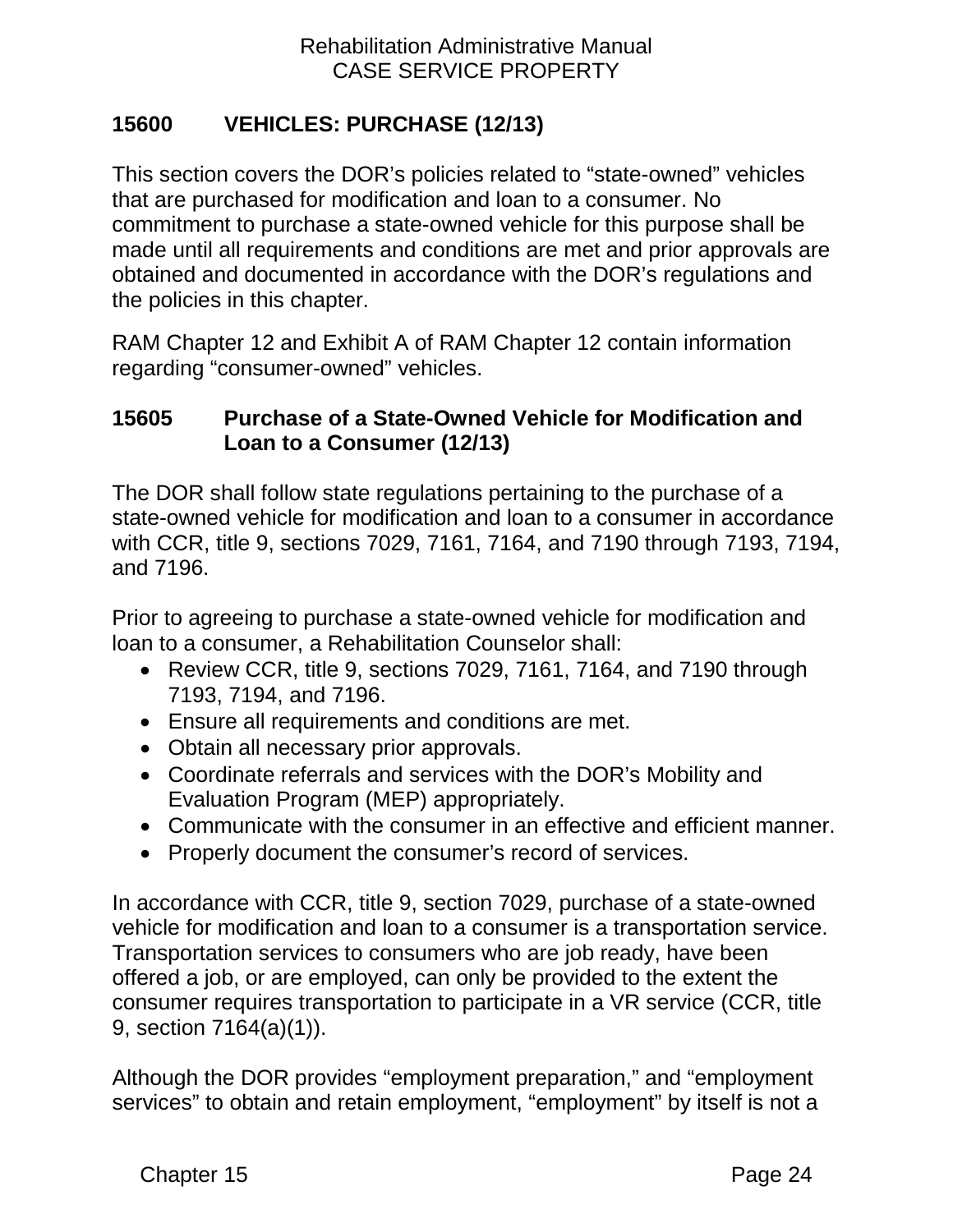## 15600 VEHICLES: PURCHASE (12/13)

This section covers the DOR's policies related to "state-owned" vehicles that are purchased for modification and loan to a consumer. No commitment to purchase a state-owned vehicle for this purpose shall be made until all requirements and conditions are met and prior approvals are obtained and documented in accordance with the DOR's regulations and the policies in this chapter.

RAM Chapter 12 and Exhibit A of RAM Chapter 12 contain information regarding "consumer-owned" vehicles.

### 15605 Purchase of a State-Owned Vehicle for Modification and Loan to a Consumer (12/13)

The DOR shall follow state regulations pertaining to the purchase of a state-owned vehicle for modification and loan to a consumer in accordance with CCR, title 9, sections 7029, 7161, 7164, and 7190 through 7193, 7194, and 7196.

Prior to agreeing to purchase a state-owned vehicle for modification and loan to a consumer, a Rehabilitation Counselor shall:

- Review CCR, title 9, sections 7029, 7161, 7164, and 7190 through 7193, 7194, and 7196.
- Ensure all requirements and conditions are met.
- Obtain all necessary prior approvals.
- Coordinate referrals and services with the DOR's Mobility and Evaluation Program (MEP) appropriately.
- Communicate with the consumer in an effective and efficient manner.
- Properly document the consumer's record of services.

In accordance with CCR, title 9, section 7029, purchase of a state-owned vehicle for modification and loan to a consumer is a transportation service. Transportation services to consumers who are job ready, have been offered a job, or are employed, can only be provided to the extent the consumer requires transportation to participate in a VR service (CCR, title 9, section 7164(a)(1)).

Although the DOR provides "employment preparation," and "employment services" to obtain and retain employment, "employment" by itself is not a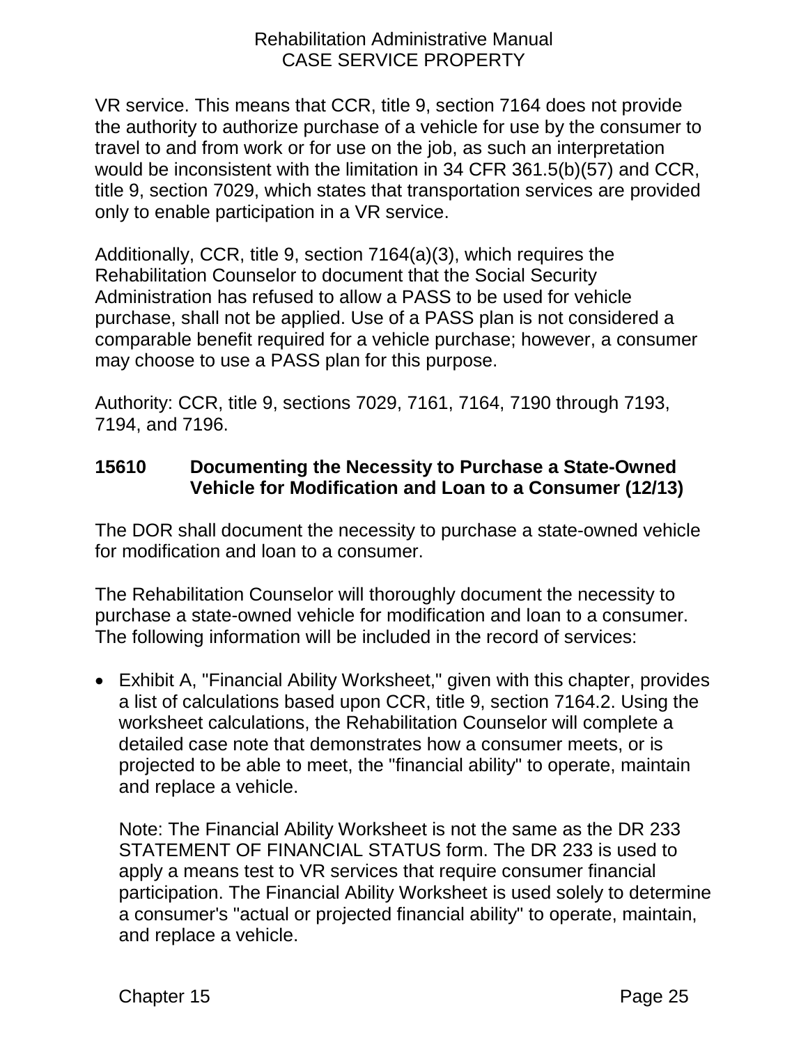VR service. This means that CCR, title 9, section 7164 does not provide the authority to authorize purchase of a vehicle for use by the consumer to travel to and from work or for use on the job, as such an interpretation would be inconsistent with the limitation in 34 CFR 361.5(b)(57) and CCR, title 9, section 7029, which states that transportation services are provided only to enable participation in a VR service.

Additionally, CCR, title 9, section 7164(a)(3), which requires the Rehabilitation Counselor to document that the Social Security Administration has refused to allow a PASS to be used for vehicle purchase, shall not be applied. Use of a PASS plan is not considered a comparable benefit required for a vehicle purchase; however, a consumer may choose to use a PASS plan for this purpose.

Authority: CCR, title 9, sections 7029, 7161, 7164, 7190 through 7193, 7194, and 7196.

### 15610 Documenting the Necessity to Purchase a State-Owned Vehicle for Modification and Loan to a Consumer (12/13)

The DOR shall document the necessity to purchase a state-owned vehicle for modification and loan to a consumer.

The Rehabilitation Counselor will thoroughly document the necessity to purchase a state-owned vehicle for modification and loan to a consumer. The following information will be included in the record of services:

- Exhibit A, "Financial Ability Worksheet," given with this chapter, provides a list of calculations based upon CCR, title 9, section 7164.2. Using the worksheet calculations, the Rehabilitation Counselor will complete a detailed case note that demonstrates how a consumer meets, or is projected to be able to meet, the "financial ability" to operate, maintain and replace a vehicle.

  Note: The Financial Ability Worksheet is not the same as the DR 233 STATEMENT OF FINANCIAL STATUS form. The DR 233 is used to apply a means test to VR services that require consumer financial participation. The Financial Ability Worksheet is used solely to determine a consumer's "actual or projected financial ability" to operate, maintain, and replace a vehicle.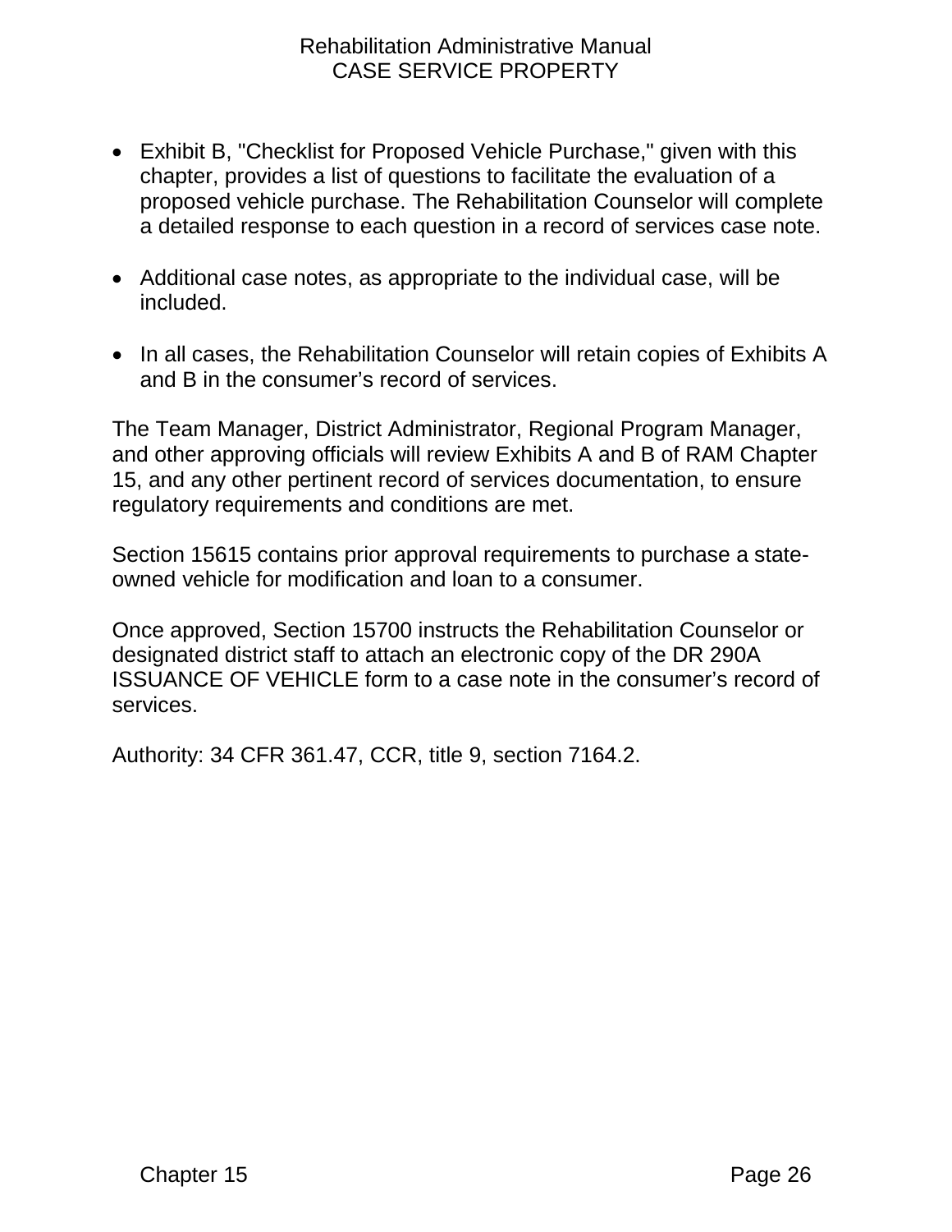- Exhibit B, "Checklist for Proposed Vehicle Purchase," given with this chapter, provides a list of questions to facilitate the evaluation of a proposed vehicle purchase. The Rehabilitation Counselor will complete a detailed response to each question in a record of services case note.

- Additional case notes, as appropriate to the individual case, will be included.

- In all cases, the Rehabilitation Counselor will retain copies of Exhibits A and B in the consumer's record of services.

The Team Manager, District Administrator, Regional Program Manager, and other approving officials will review Exhibits A and B of RAM Chapter 15, and any other pertinent record of services documentation, to ensure regulatory requirements and conditions are met.

Section 15615 contains prior approval requirements to purchase a state-owned vehicle for modification and loan to a consumer.

Once approved, Section 15700 instructs the Rehabilitation Counselor or designated district staff to attach an electronic copy of the DR 290A ISSUANCE OF VEHICLE form to a case note in the consumer's record of services.

Authority: 34 CFR 361.47, CCR, title 9, section 7164.2.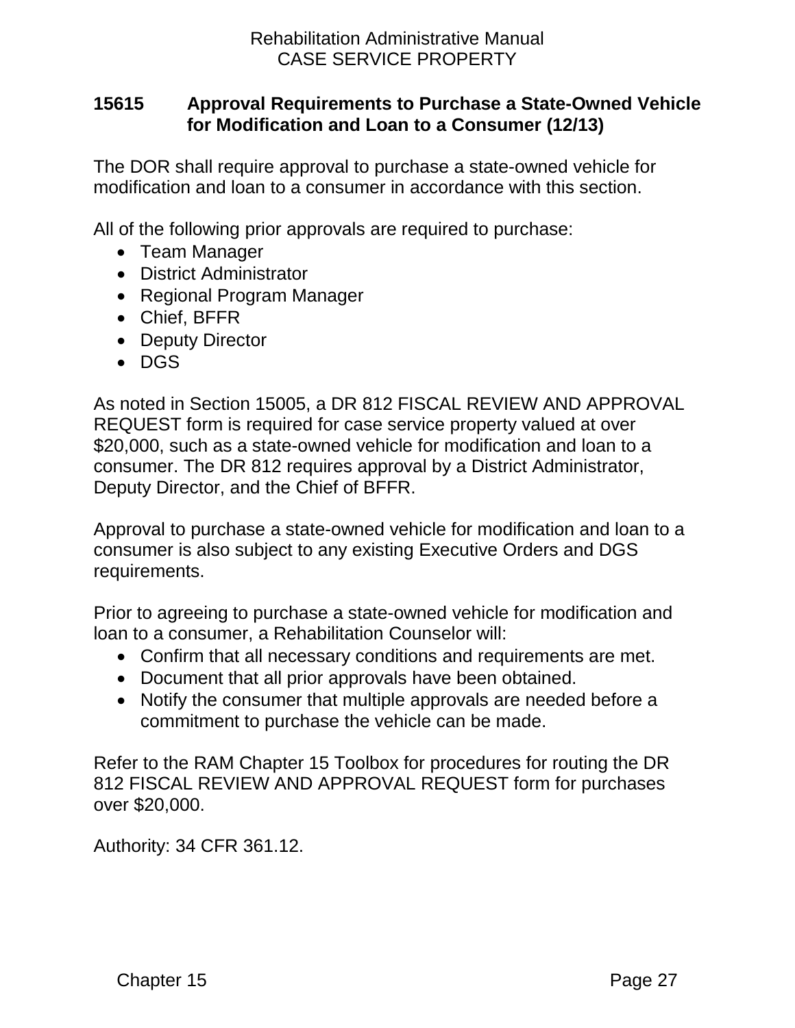## 15615 Approval Requirements to Purchase a State-Owned Vehicle for Modification and Loan to a Consumer (12/13)

The DOR shall require approval to purchase a state-owned vehicle for modification and loan to a consumer in accordance with this section.

All of the following prior approvals are required to purchase:

- Team Manager
- District Administrator
- Regional Program Manager
- Chief, BFFR
- Deputy Director
- DGS

As noted in Section 15005, a DR 812 FISCAL REVIEW AND APPROVAL REQUEST form is required for case service property valued at over $20,000, such as a state-owned vehicle for modification and loan to a consumer. The DR 812 requires approval by a District Administrator, Deputy Director, and the Chief of BFFR.

Approval to purchase a state-owned vehicle for modification and loan to a consumer is also subject to any existing Executive Orders and DGS requirements.

Prior to agreeing to purchase a state-owned vehicle for modification and loan to a consumer, a Rehabilitation Counselor will:

- Confirm that all necessary conditions and requirements are met.
- Document that all prior approvals have been obtained.
- Notify the consumer that multiple approvals are needed before a commitment to purchase the vehicle can be made.

Refer to the RAM Chapter 15 Toolbox for procedures for routing the DR 812 FISCAL REVIEW AND APPROVAL REQUEST form for purchases over $20,000.

Authority: 34 CFR 361.12.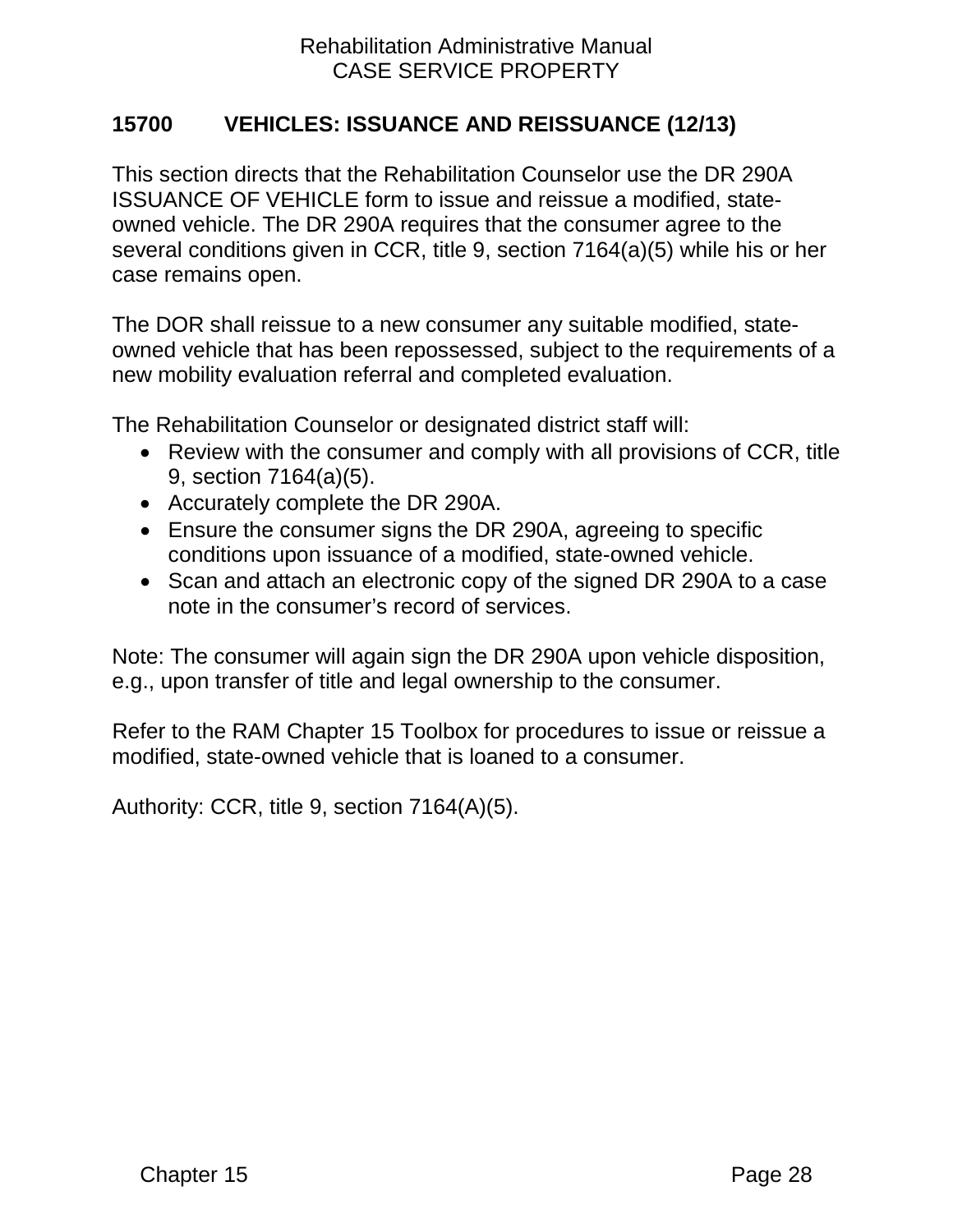## 15700 VEHICLES: ISSUANCE AND REISSUANCE (12/13)

This section directs that the Rehabilitation Counselor use the DR 290A ISSUANCE OF VEHICLE form to issue and reissue a modified, state-owned vehicle. The DR 290A requires that the consumer agree to the several conditions given in CCR, title 9, section 7164(a)(5) while his or her case remains open.

The DOR shall reissue to a new consumer any suitable modified, state-owned vehicle that has been repossessed, subject to the requirements of a new mobility evaluation referral and completed evaluation.

The Rehabilitation Counselor or designated district staff will:

- Review with the consumer and comply with all provisions of CCR, title 9, section 7164(a)(5).
- Accurately complete the DR 290A.
- Ensure the consumer signs the DR 290A, agreeing to specific conditions upon issuance of a modified, state-owned vehicle.
- Scan and attach an electronic copy of the signed DR 290A to a case note in the consumer's record of services.

Note: The consumer will again sign the DR 290A upon vehicle disposition, e.g., upon transfer of title and legal ownership to the consumer.

Refer to the RAM Chapter 15 Toolbox for procedures to issue or reissue a modified, state-owned vehicle that is loaned to a consumer.

Authority: CCR, title 9, section 7164(A)(5).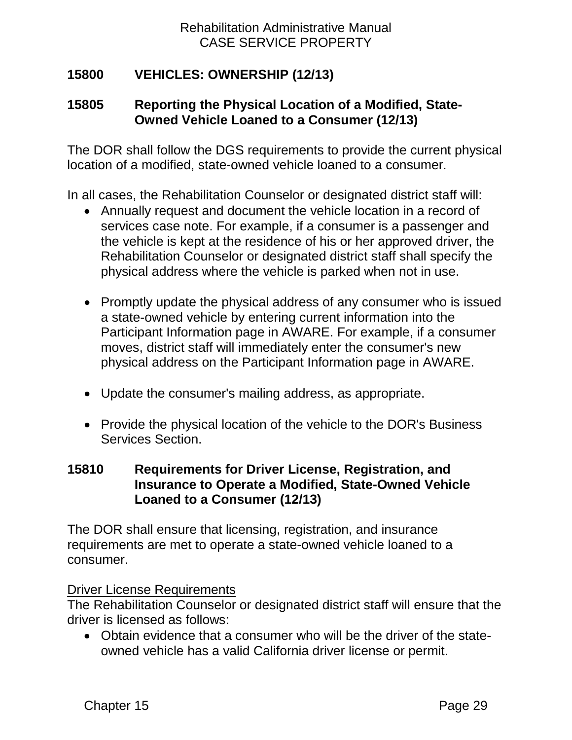## 15800 VEHICLES: OWNERSHIP (12/13)

### 15805 Reporting the Physical Location of a Modified, State-Owned Vehicle Loaned to a Consumer (12/13)

The DOR shall follow the DGS requirements to provide the current physical location of a modified, state-owned vehicle loaned to a consumer.

In all cases, the Rehabilitation Counselor or designated district staff will:

- Annually request and document the vehicle location in a record of services case note. For example, if a consumer is a passenger and the vehicle is kept at the residence of his or her approved driver, the Rehabilitation Counselor or designated district staff shall specify the physical address where the vehicle is parked when not in use.

- Promptly update the physical address of any consumer who is issued a state-owned vehicle by entering current information into the Participant Information page in AWARE. For example, if a consumer moves, district staff will immediately enter the consumer's new physical address on the Participant Information page in AWARE.

- Update the consumer's mailing address, as appropriate.

- Provide the physical location of the vehicle to the DOR's Business Services Section.

### 15810 Requirements for Driver License, Registration, and Insurance to Operate a Modified, State-Owned Vehicle Loaned to a Consumer (12/13)

The DOR shall ensure that licensing, registration, and insurance requirements are met to operate a state-owned vehicle loaned to a consumer.

<u>Driver License Requirements</u>
The Rehabilitation Counselor or designated district staff will ensure that the driver is licensed as follows:

- Obtain evidence that a consumer who will be the driver of the state-owned vehicle has a valid California driver license or permit.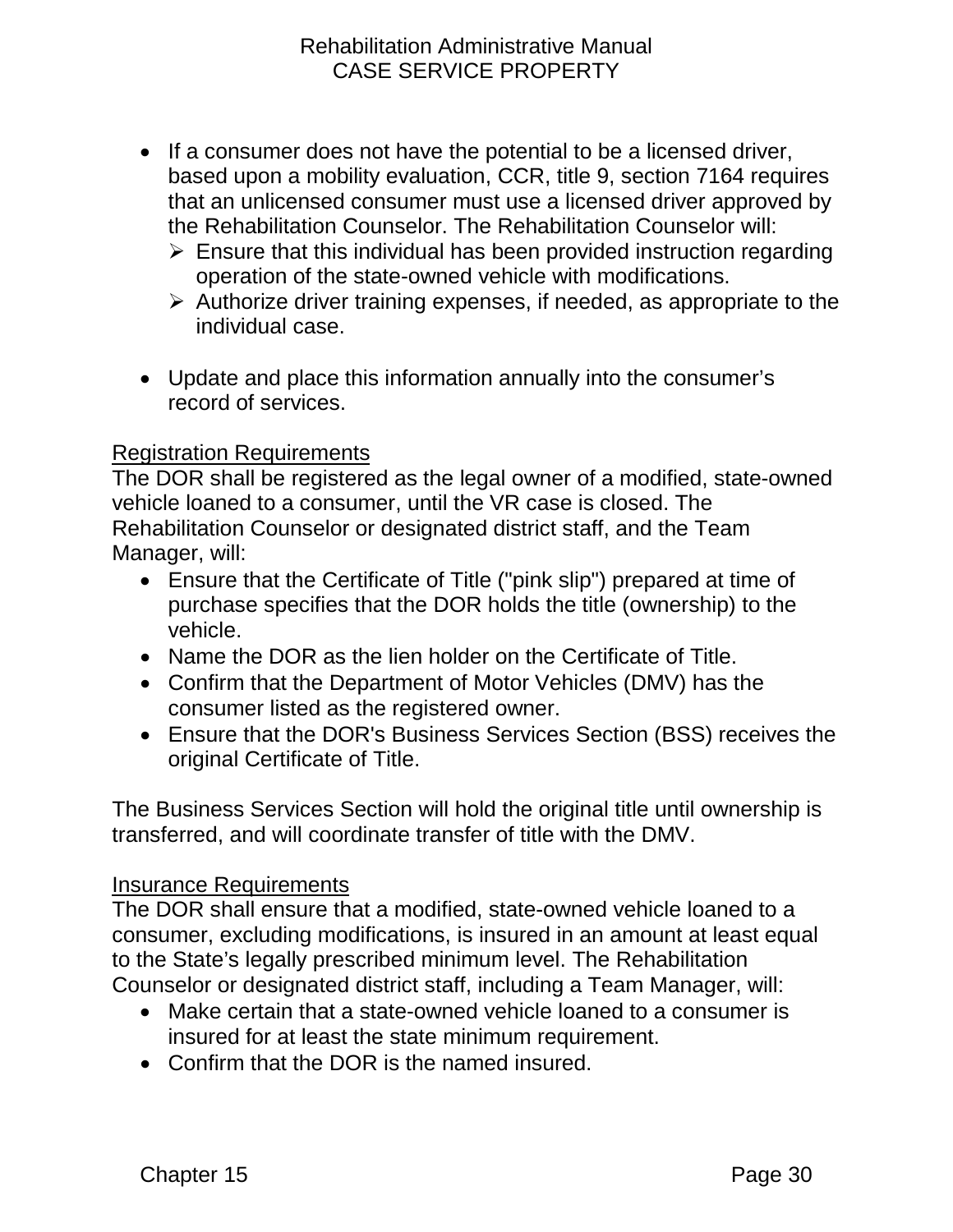- If a consumer does not have the potential to be a licensed driver, based upon a mobility evaluation, CCR, title 9, section 7164 requires that an unlicensed consumer must use a licensed driver approved by the Rehabilitation Counselor. The Rehabilitation Counselor will:
  - Ensure that this individual has been provided instruction regarding operation of the state-owned vehicle with modifications.
  - Authorize driver training expenses, if needed, as appropriate to the individual case.

- Update and place this information annually into the consumer's record of services.

Registration Requirements

The DOR shall be registered as the legal owner of a modified, state-owned vehicle loaned to a consumer, until the VR case is closed. The Rehabilitation Counselor or designated district staff, and the Team Manager, will:

- Ensure that the Certificate of Title ("pink slip") prepared at time of purchase specifies that the DOR holds the title (ownership) to the vehicle.
- Name the DOR as the lien holder on the Certificate of Title.
- Confirm that the Department of Motor Vehicles (DMV) has the consumer listed as the registered owner.
- Ensure that the DOR's Business Services Section (BSS) receives the original Certificate of Title.

The Business Services Section will hold the original title until ownership is transferred, and will coordinate transfer of title with the DMV.

Insurance Requirements

The DOR shall ensure that a modified, state-owned vehicle loaned to a consumer, excluding modifications, is insured in an amount at least equal to the State's legally prescribed minimum level. The Rehabilitation Counselor or designated district staff, including a Team Manager, will:

- Make certain that a state-owned vehicle loaned to a consumer is insured for at least the state minimum requirement.
- Confirm that the DOR is the named insured.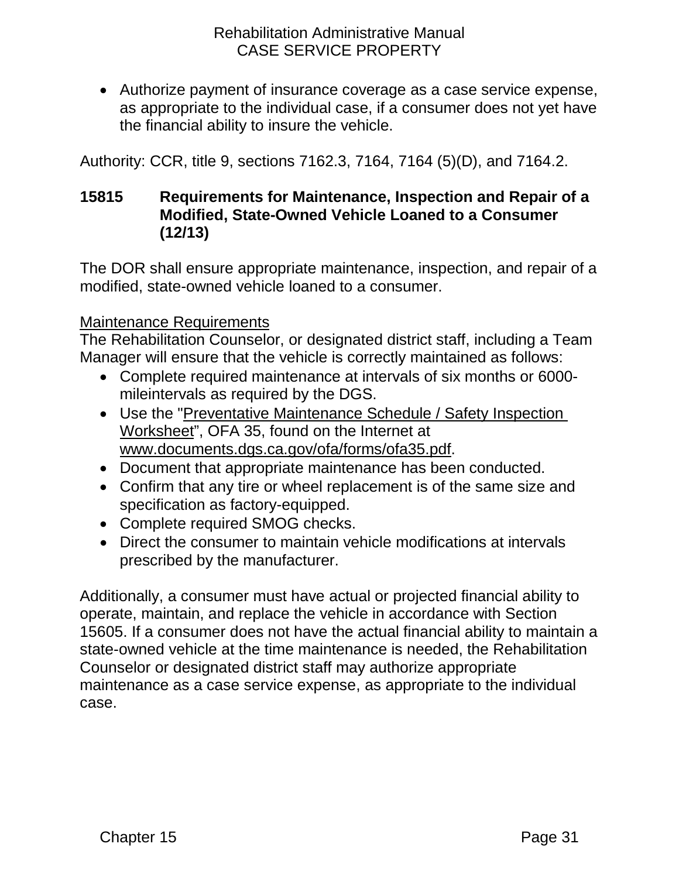- Authorize payment of insurance coverage as a case service expense, as appropriate to the individual case, if a consumer does not yet have the financial ability to insure the vehicle.

Authority: CCR, title 9, sections 7162.3, 7164, 7164 (5)(D), and 7164.2.

## 15815 Requirements for Maintenance, Inspection and Repair of a Modified, State-Owned Vehicle Loaned to a Consumer (12/13)

The DOR shall ensure appropriate maintenance, inspection, and repair of a modified, state-owned vehicle loaned to a consumer.

Maintenance Requirements

The Rehabilitation Counselor, or designated district staff, including a Team Manager will ensure that the vehicle is correctly maintained as follows:

- Complete required maintenance at intervals of six months or 6000-mileintervals as required by the DGS.
- Use the "Preventative Maintenance Schedule / Safety Inspection Worksheet", OFA 35, found on the Internet at www.documents.dgs.ca.gov/ofa/forms/ofa35.pdf.
- Document that appropriate maintenance has been conducted.
- Confirm that any tire or wheel replacement is of the same size and specification as factory-equipped.
- Complete required SMOG checks.
- Direct the consumer to maintain vehicle modifications at intervals prescribed by the manufacturer.

Additionally, a consumer must have actual or projected financial ability to operate, maintain, and replace the vehicle in accordance with Section 15605. If a consumer does not have the actual financial ability to maintain a state-owned vehicle at the time maintenance is needed, the Rehabilitation Counselor or designated district staff may authorize appropriate maintenance as a case service expense, as appropriate to the individual case.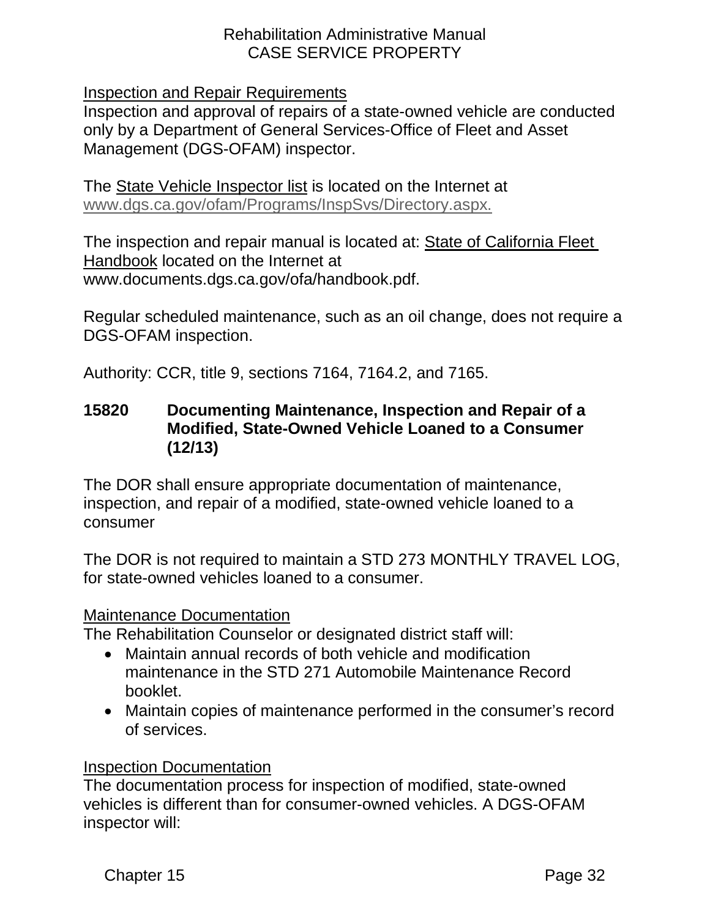Inspection and Repair Requirements

Inspection and approval of repairs of a state-owned vehicle are conducted only by a Department of General Services-Office of Fleet and Asset Management (DGS-OFAM) inspector.

The State Vehicle Inspector list is located on the Internet at www.dgs.ca.gov/ofam/Programs/InspSvs/Directory.aspx.

The inspection and repair manual is located at: State of California Fleet Handbook located on the Internet at www.documents.dgs.ca.gov/ofa/handbook.pdf.

Regular scheduled maintenance, such as an oil change, does not require a DGS-OFAM inspection.

Authority: CCR, title 9, sections 7164, 7164.2, and 7165.

## 15820 Documenting Maintenance, Inspection and Repair of a Modified, State-Owned Vehicle Loaned to a Consumer (12/13)

The DOR shall ensure appropriate documentation of maintenance, inspection, and repair of a modified, state-owned vehicle loaned to a consumer

The DOR is not required to maintain a STD 273 MONTHLY TRAVEL LOG, for state-owned vehicles loaned to a consumer.

Maintenance Documentation

The Rehabilitation Counselor or designated district staff will:

- Maintain annual records of both vehicle and modification maintenance in the STD 271 Automobile Maintenance Record booklet.
- Maintain copies of maintenance performed in the consumer's record of services.

Inspection Documentation

The documentation process for inspection of modified, state-owned vehicles is different than for consumer-owned vehicles. A DGS-OFAM inspector will: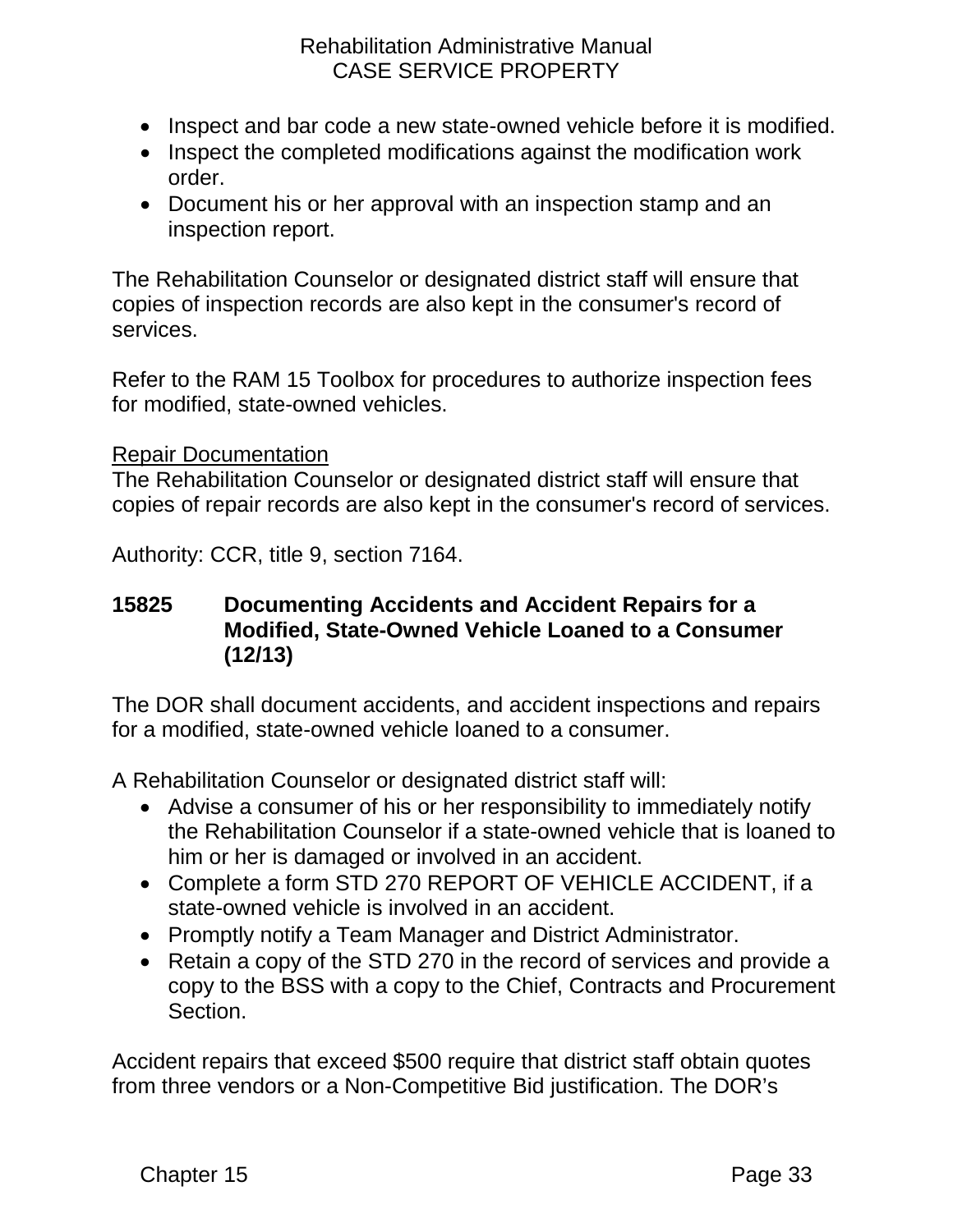- Inspect and bar code a new state-owned vehicle before it is modified.
- Inspect the completed modifications against the modification work order.
- Document his or her approval with an inspection stamp and an inspection report.

The Rehabilitation Counselor or designated district staff will ensure that copies of inspection records are also kept in the consumer's record of services.

Refer to the RAM 15 Toolbox for procedures to authorize inspection fees for modified, state-owned vehicles.

Repair Documentation

The Rehabilitation Counselor or designated district staff will ensure that copies of repair records are also kept in the consumer's record of services.

Authority: CCR, title 9, section 7164.

### 15825 Documenting Accidents and Accident Repairs for a Modified, State-Owned Vehicle Loaned to a Consumer (12/13)

The DOR shall document accidents, and accident inspections and repairs for a modified, state-owned vehicle loaned to a consumer.

A Rehabilitation Counselor or designated district staff will:

- Advise a consumer of his or her responsibility to immediately notify the Rehabilitation Counselor if a state-owned vehicle that is loaned to him or her is damaged or involved in an accident.
- Complete a form STD 270 REPORT OF VEHICLE ACCIDENT, if a state-owned vehicle is involved in an accident.
- Promptly notify a Team Manager and District Administrator.
- Retain a copy of the STD 270 in the record of services and provide a copy to the BSS with a copy to the Chief, Contracts and Procurement Section.

Accident repairs that exceed $500 require that district staff obtain quotes from three vendors or a Non-Competitive Bid justification. The DOR's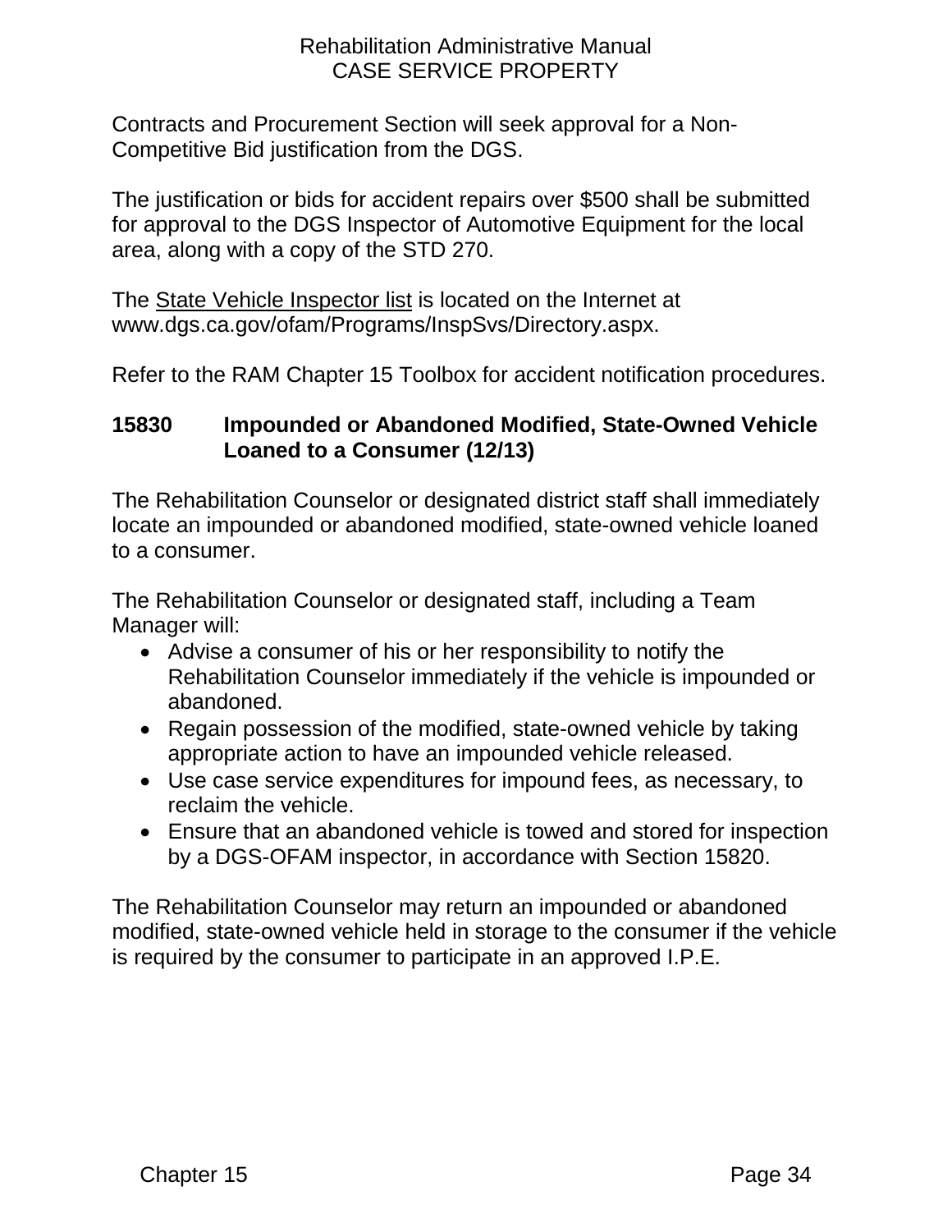Contracts and Procurement Section will seek approval for a Non-Competitive Bid justification from the DGS.

The justification or bids for accident repairs over $500 shall be submitted for approval to the DGS Inspector of Automotive Equipment for the local area, along with a copy of the STD 270.

The State Vehicle Inspector list is located on the Internet at www.dgs.ca.gov/ofam/Programs/InspSvs/Directory.aspx.

Refer to the RAM Chapter 15 Toolbox for accident notification procedures.

### 15830 Impounded or Abandoned Modified, State-Owned Vehicle Loaned to a Consumer (12/13)

The Rehabilitation Counselor or designated district staff shall immediately locate an impounded or abandoned modified, state-owned vehicle loaned to a consumer.

The Rehabilitation Counselor or designated staff, including a Team Manager will:

- Advise a consumer of his or her responsibility to notify the Rehabilitation Counselor immediately if the vehicle is impounded or abandoned.
- Regain possession of the modified, state-owned vehicle by taking appropriate action to have an impounded vehicle released.
- Use case service expenditures for impound fees, as necessary, to reclaim the vehicle.
- Ensure that an abandoned vehicle is towed and stored for inspection by a DGS-OFAM inspector, in accordance with Section 15820.

The Rehabilitation Counselor may return an impounded or abandoned modified, state-owned vehicle held in storage to the consumer if the vehicle is required by the consumer to participate in an approved I.P.E.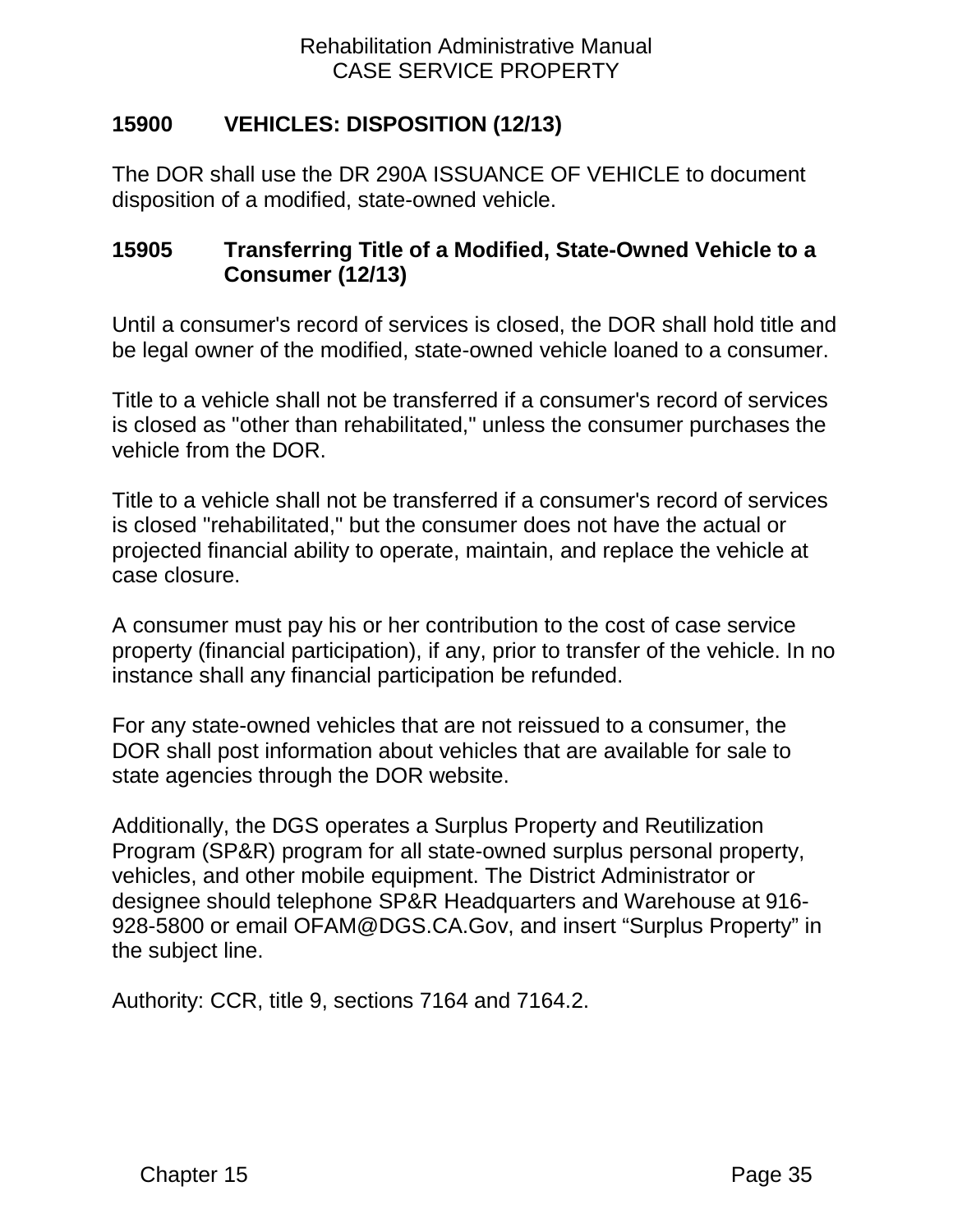## 15900 VEHICLES: DISPOSITION (12/13)

The DOR shall use the DR 290A ISSUANCE OF VEHICLE to document disposition of a modified, state-owned vehicle.

### 15905 Transferring Title of a Modified, State-Owned Vehicle to a Consumer (12/13)

Until a consumer's record of services is closed, the DOR shall hold title and be legal owner of the modified, state-owned vehicle loaned to a consumer.

Title to a vehicle shall not be transferred if a consumer's record of services is closed as "other than rehabilitated," unless the consumer purchases the vehicle from the DOR.

Title to a vehicle shall not be transferred if a consumer's record of services is closed "rehabilitated," but the consumer does not have the actual or projected financial ability to operate, maintain, and replace the vehicle at case closure.

A consumer must pay his or her contribution to the cost of case service property (financial participation), if any, prior to transfer of the vehicle. In no instance shall any financial participation be refunded.

For any state-owned vehicles that are not reissued to a consumer, the DOR shall post information about vehicles that are available for sale to state agencies through the DOR website.

Additionally, the DGS operates a Surplus Property and Reutilization Program (SP&R) program for all state-owned surplus personal property, vehicles, and other mobile equipment. The District Administrator or designee should telephone SP&R Headquarters and Warehouse at 916-928-5800 or email OFAM@DGS.CA.Gov, and insert “Surplus Property” in the subject line.

Authority: CCR, title 9, sections 7164 and 7164.2.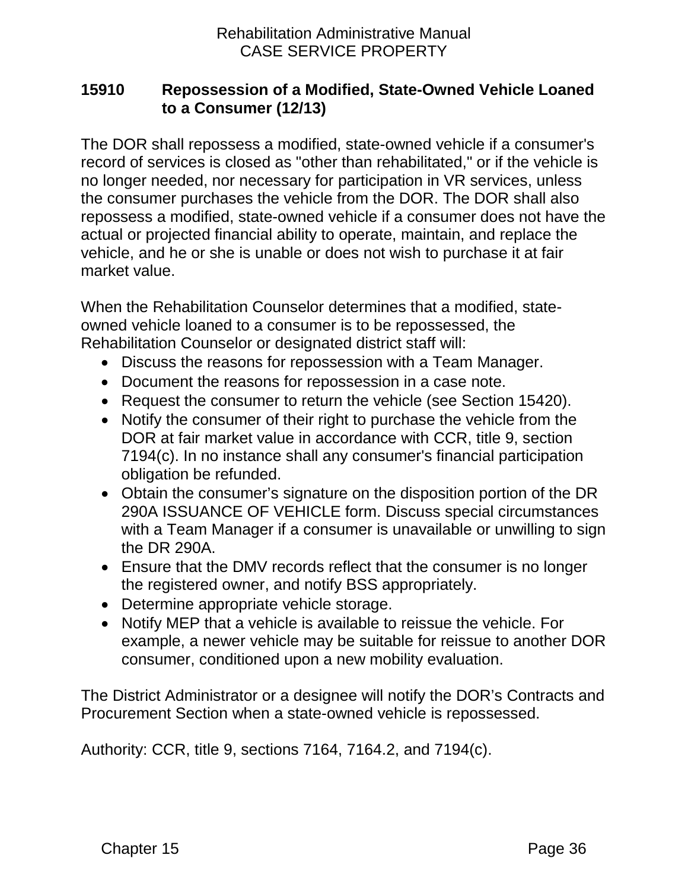### 15910 Repossession of a Modified, State-Owned Vehicle Loaned to a Consumer (12/13)

The DOR shall repossess a modified, state-owned vehicle if a consumer's record of services is closed as "other than rehabilitated," or if the vehicle is no longer needed, nor necessary for participation in VR services, unless the consumer purchases the vehicle from the DOR. The DOR shall also repossess a modified, state-owned vehicle if a consumer does not have the actual or projected financial ability to operate, maintain, and replace the vehicle, and he or she is unable or does not wish to purchase it at fair market value.

When the Rehabilitation Counselor determines that a modified, state-owned vehicle loaned to a consumer is to be repossessed, the Rehabilitation Counselor or designated district staff will:

- Discuss the reasons for repossession with a Team Manager.
- Document the reasons for repossession in a case note.
- Request the consumer to return the vehicle (see Section 15420).
- Notify the consumer of their right to purchase the vehicle from the DOR at fair market value in accordance with CCR, title 9, section 7194(c). In no instance shall any consumer's financial participation obligation be refunded.
- Obtain the consumer's signature on the disposition portion of the DR 290A ISSUANCE OF VEHICLE form. Discuss special circumstances with a Team Manager if a consumer is unavailable or unwilling to sign the DR 290A.
- Ensure that the DMV records reflect that the consumer is no longer the registered owner, and notify BSS appropriately.
- Determine appropriate vehicle storage.
- Notify MEP that a vehicle is available to reissue the vehicle. For example, a newer vehicle may be suitable for reissue to another DOR consumer, conditioned upon a new mobility evaluation.

The District Administrator or a designee will notify the DOR's Contracts and Procurement Section when a state-owned vehicle is repossessed.

Authority: CCR, title 9, sections 7164, 7164.2, and 7194(c).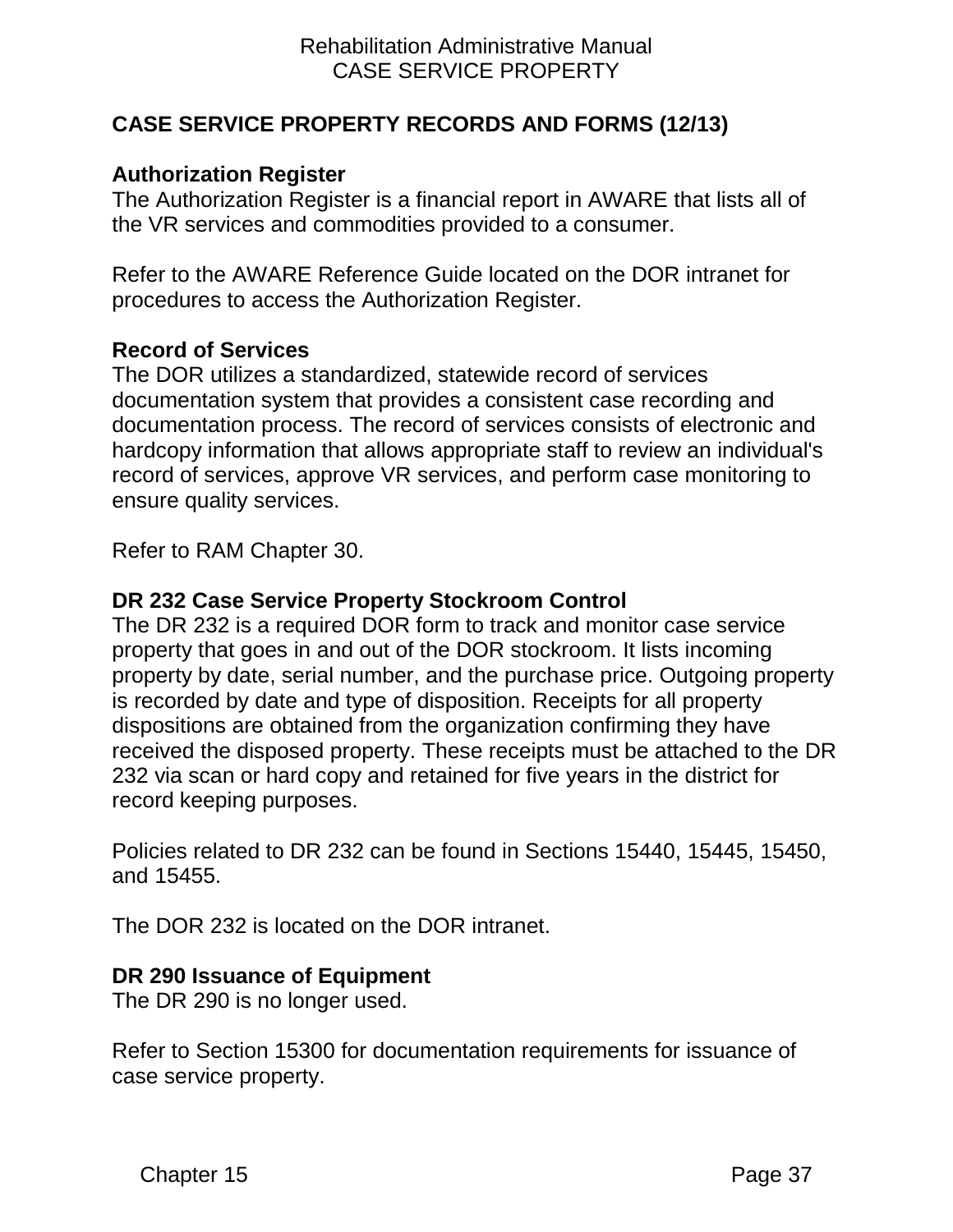## CASE SERVICE PROPERTY RECORDS AND FORMS (12/13)

### Authorization Register

The Authorization Register is a financial report in AWARE that lists all of the VR services and commodities provided to a consumer.

Refer to the AWARE Reference Guide located on the DOR intranet for procedures to access the Authorization Register.

### Record of Services

The DOR utilizes a standardized, statewide record of services documentation system that provides a consistent case recording and documentation process. The record of services consists of electronic and hardcopy information that allows appropriate staff to review an individual's record of services, approve VR services, and perform case monitoring to ensure quality services.

Refer to RAM Chapter 30.

### DR 232 Case Service Property Stockroom Control

The DR 232 is a required DOR form to track and monitor case service property that goes in and out of the DOR stockroom. It lists incoming property by date, serial number, and the purchase price. Outgoing property is recorded by date and type of disposition. Receipts for all property dispositions are obtained from the organization confirming they have received the disposed property. These receipts must be attached to the DR 232 via scan or hard copy and retained for five years in the district for record keeping purposes.

Policies related to DR 232 can be found in Sections 15440, 15445, 15450, and 15455.

The DOR 232 is located on the DOR intranet.

### DR 290 Issuance of Equipment

The DR 290 is no longer used.

Refer to Section 15300 for documentation requirements for issuance of case service property.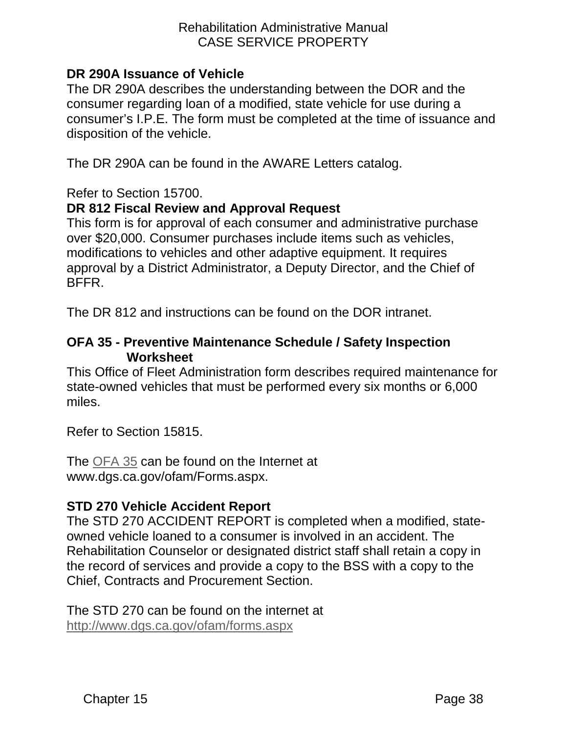**DR 290A Issuance of Vehicle**

The DR 290A describes the understanding between the DOR and the consumer regarding loan of a modified, state vehicle for use during a consumer's I.P.E. The form must be completed at the time of issuance and disposition of the vehicle.

The DR 290A can be found in the AWARE Letters catalog.

Refer to Section 15700.

**DR 812 Fiscal Review and Approval Request**

This form is for approval of each consumer and administrative purchase over $20,000. Consumer purchases include items such as vehicles, modifications to vehicles and other adaptive equipment. It requires approval by a District Administrator, a Deputy Director, and the Chief of BFFR.

The DR 812 and instructions can be found on the DOR intranet.

**OFA 35 - Preventive Maintenance Schedule / Safety Inspection Worksheet**

This Office of Fleet Administration form describes required maintenance for state-owned vehicles that must be performed every six months or 6,000 miles.

Refer to Section 15815.

The OFA 35 can be found on the Internet at www.dgs.ca.gov/ofam/Forms.aspx.

**STD 270 Vehicle Accident Report**

The STD 270 ACCIDENT REPORT is completed when a modified, state-owned vehicle loaned to a consumer is involved in an accident. The Rehabilitation Counselor or designated district staff shall retain a copy in the record of services and provide a copy to the BSS with a copy to the Chief, Contracts and Procurement Section.

The STD 270 can be found on the internet at http://www.dgs.ca.gov/ofam/forms.aspx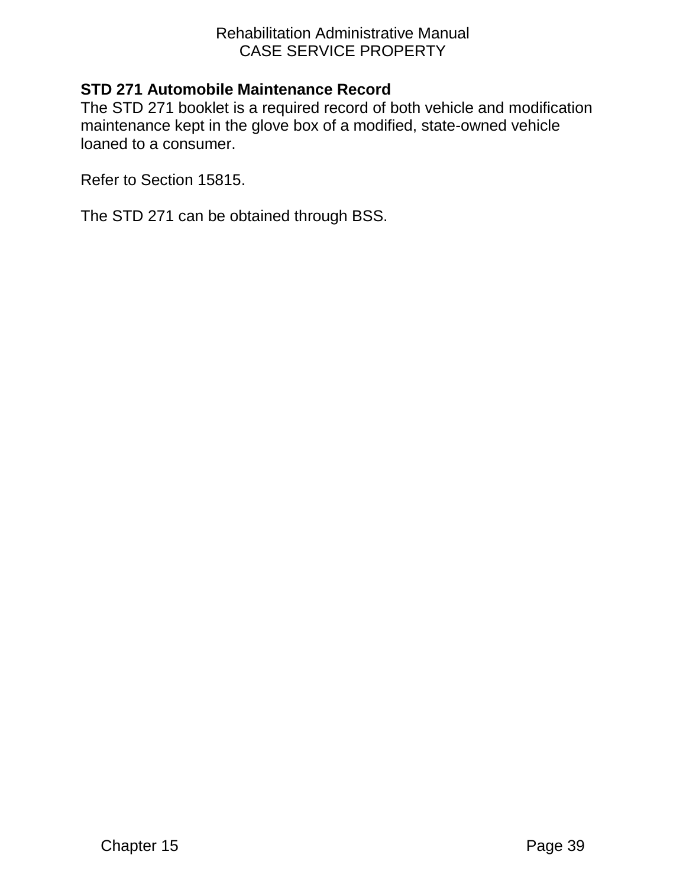**STD 271 Automobile Maintenance Record**

The STD 271 booklet is a required record of both vehicle and modification maintenance kept in the glove box of a modified, state-owned vehicle loaned to a consumer.

Refer to Section 15815.

The STD 271 can be obtained through BSS.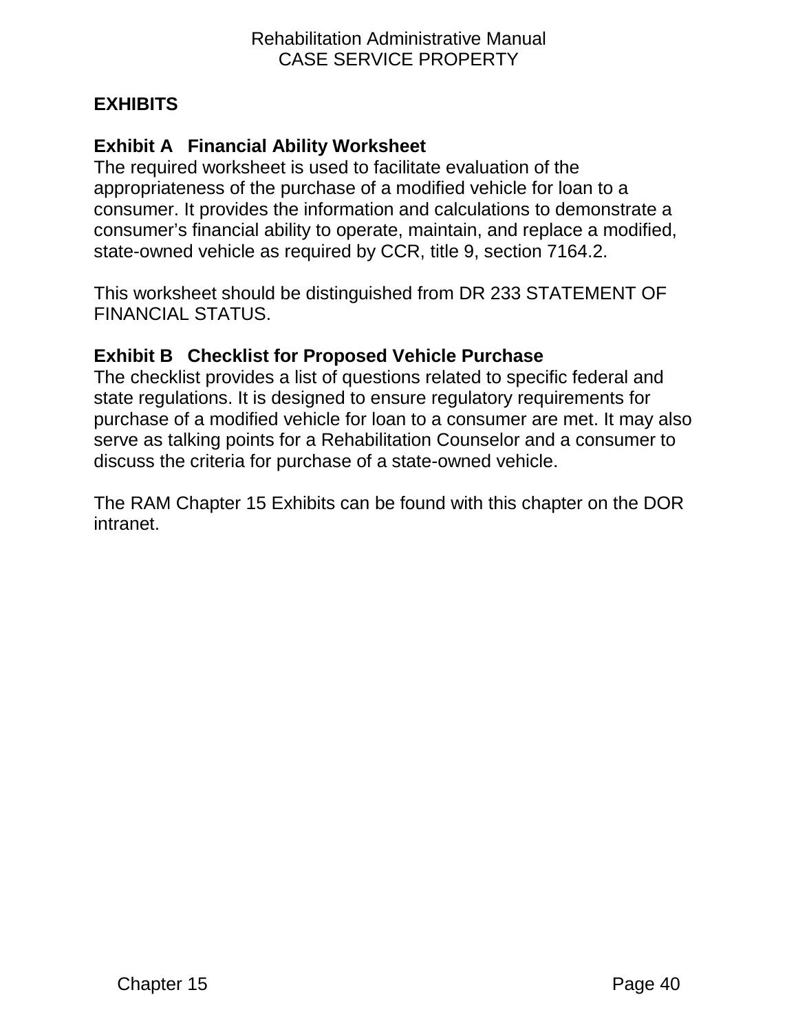## EXHIBITS

### Exhibit A Financial Ability Worksheet

The required worksheet is used to facilitate evaluation of the appropriateness of the purchase of a modified vehicle for loan to a consumer. It provides the information and calculations to demonstrate a consumer's financial ability to operate, maintain, and replace a modified, state-owned vehicle as required by CCR, title 9, section 7164.2.

This worksheet should be distinguished from DR 233 STATEMENT OF FINANCIAL STATUS.

### Exhibit B Checklist for Proposed Vehicle Purchase

The checklist provides a list of questions related to specific federal and state regulations. It is designed to ensure regulatory requirements for purchase of a modified vehicle for loan to a consumer are met. It may also serve as talking points for a Rehabilitation Counselor and a consumer to discuss the criteria for purchase of a state-owned vehicle.

The RAM Chapter 15 Exhibits can be found with this chapter on the DOR intranet.